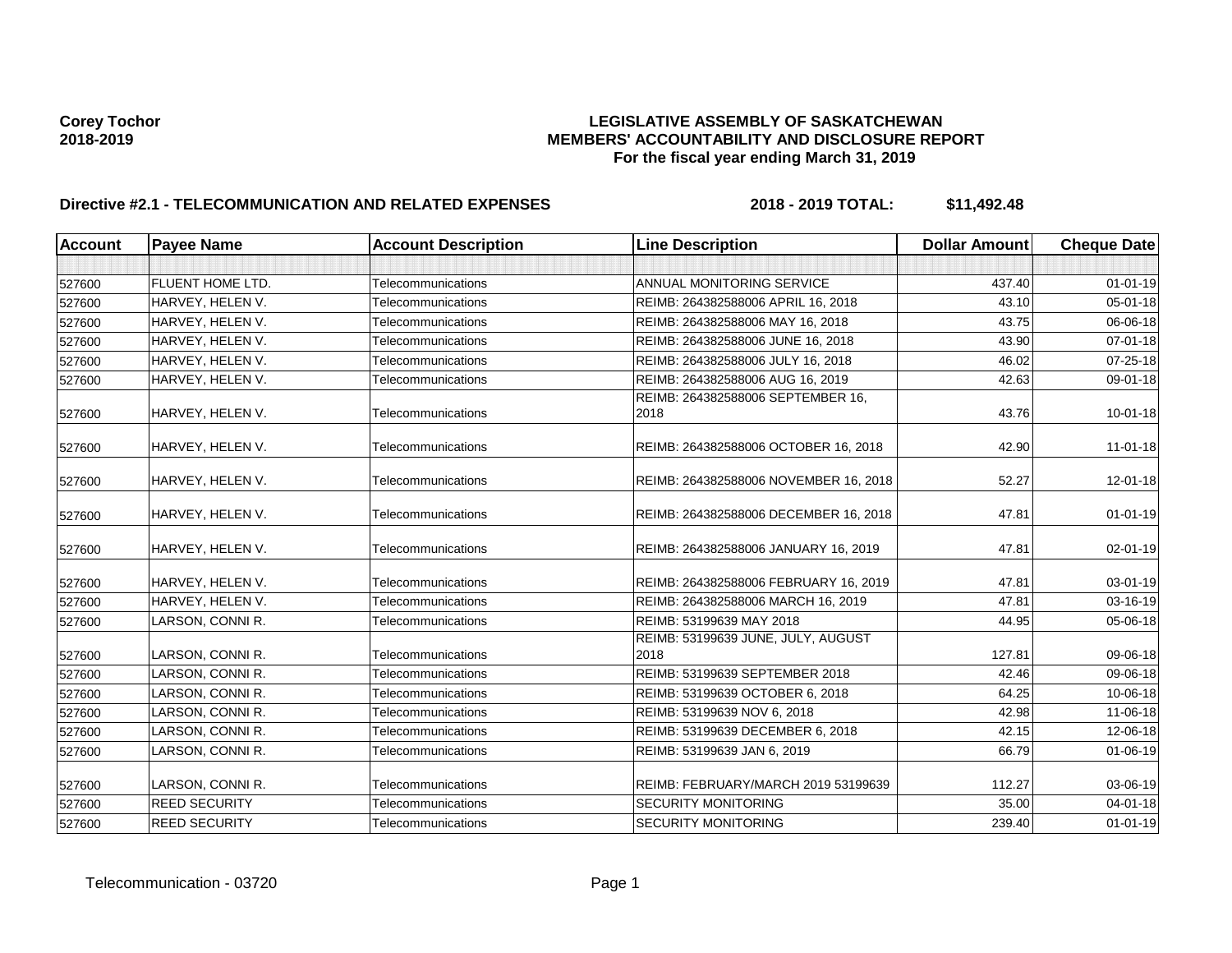**Corey Tochor**
**2018-2019**

# LEGISLATIVE ASSEMBLY OF SASKATCHEWAN
## MEMBERS' ACCOUNTABILITY AND DISCLOSURE REPORT
### For the fiscal year ending March 31, 2019

**Directive #2.1 - TELECOMMUNICATION AND RELATED EXPENSES** **2018 - 2019 TOTAL: $11,492.48**

| Account | Payee Name | Account Description | Line Description | Dollar Amount | Cheque Date |
|---|---|---|---|---|---|
| | | | | | |
| 527600 | FLUENT HOME LTD. | Telecommunications | ANNUAL MONITORING SERVICE | 437.40 | 01-01-19 |
| 527600 | HARVEY, HELEN V. | Telecommunications | REIMB: 264382588006 APRIL 16, 2018 | 43.10 | 05-01-18 |
| 527600 | HARVEY, HELEN V. | Telecommunications | REIMB: 264382588006 MAY 16, 2018 | 43.75 | 06-06-18 |
| 527600 | HARVEY, HELEN V. | Telecommunications | REIMB: 264382588006 JUNE 16, 2018 | 43.90 | 07-01-18 |
| 527600 | HARVEY, HELEN V. | Telecommunications | REIMB: 264382588006 JULY 16, 2018 | 46.02 | 07-25-18 |
| 527600 | HARVEY, HELEN V. | Telecommunications | REIMB: 264382588006 AUG 16, 2019 | 42.63 | 09-01-18 |
| 527600 | HARVEY, HELEN V. | Telecommunications | REIMB: 264382588006 SEPTEMBER 16, 2018 | 43.76 | 10-01-18 |
| 527600 | HARVEY, HELEN V. | Telecommunications | REIMB: 264382588006 OCTOBER 16, 2018 | 42.90 | 11-01-18 |
| 527600 | HARVEY, HELEN V. | Telecommunications | REIMB: 264382588006 NOVEMBER 16, 2018 | 52.27 | 12-01-18 |
| 527600 | HARVEY, HELEN V. | Telecommunications | REIMB: 264382588006 DECEMBER 16, 2018 | 47.81 | 01-01-19 |
| 527600 | HARVEY, HELEN V. | Telecommunications | REIMB: 264382588006 JANUARY 16, 2019 | 47.81 | 02-01-19 |
| 527600 | HARVEY, HELEN V. | Telecommunications | REIMB: 264382588006 FEBRUARY 16, 2019 | 47.81 | 03-01-19 |
| 527600 | HARVEY, HELEN V. | Telecommunications | REIMB: 264382588006 MARCH 16, 2019 | 47.81 | 03-16-19 |
| 527600 | LARSON, CONNI R. | Telecommunications | REIMB: 53199639 MAY 2018 | 44.95 | 05-06-18 |
| 527600 | LARSON, CONNI R. | Telecommunications | REIMB: 53199639 JUNE, JULY, AUGUST 2018 | 127.81 | 09-06-18 |
| 527600 | LARSON, CONNI R. | Telecommunications | REIMB: 53199639 SEPTEMBER 2018 | 42.46 | 09-06-18 |
| 527600 | LARSON, CONNI R. | Telecommunications | REIMB: 53199639 OCTOBER 6, 2018 | 64.25 | 10-06-18 |
| 527600 | LARSON, CONNI R. | Telecommunications | REIMB: 53199639 NOV 6, 2018 | 42.98 | 11-06-18 |
| 527600 | LARSON, CONNI R. | Telecommunications | REIMB: 53199639 DECEMBER 6, 2018 | 42.15 | 12-06-18 |
| 527600 | LARSON, CONNI R. | Telecommunications | REIMB: 53199639 JAN 6, 2019 | 66.79 | 01-06-19 |
| 527600 | LARSON, CONNI R. | Telecommunications | REIMB: FEBRUARY/MARCH 2019 53199639 | 112.27 | 03-06-19 |
| 527600 | REED SECURITY | Telecommunications | SECURITY MONITORING | 35.00 | 04-01-18 |
| 527600 | REED SECURITY | Telecommunications | SECURITY MONITORING | 239.40 | 01-01-19 |

Telecommunication - 03720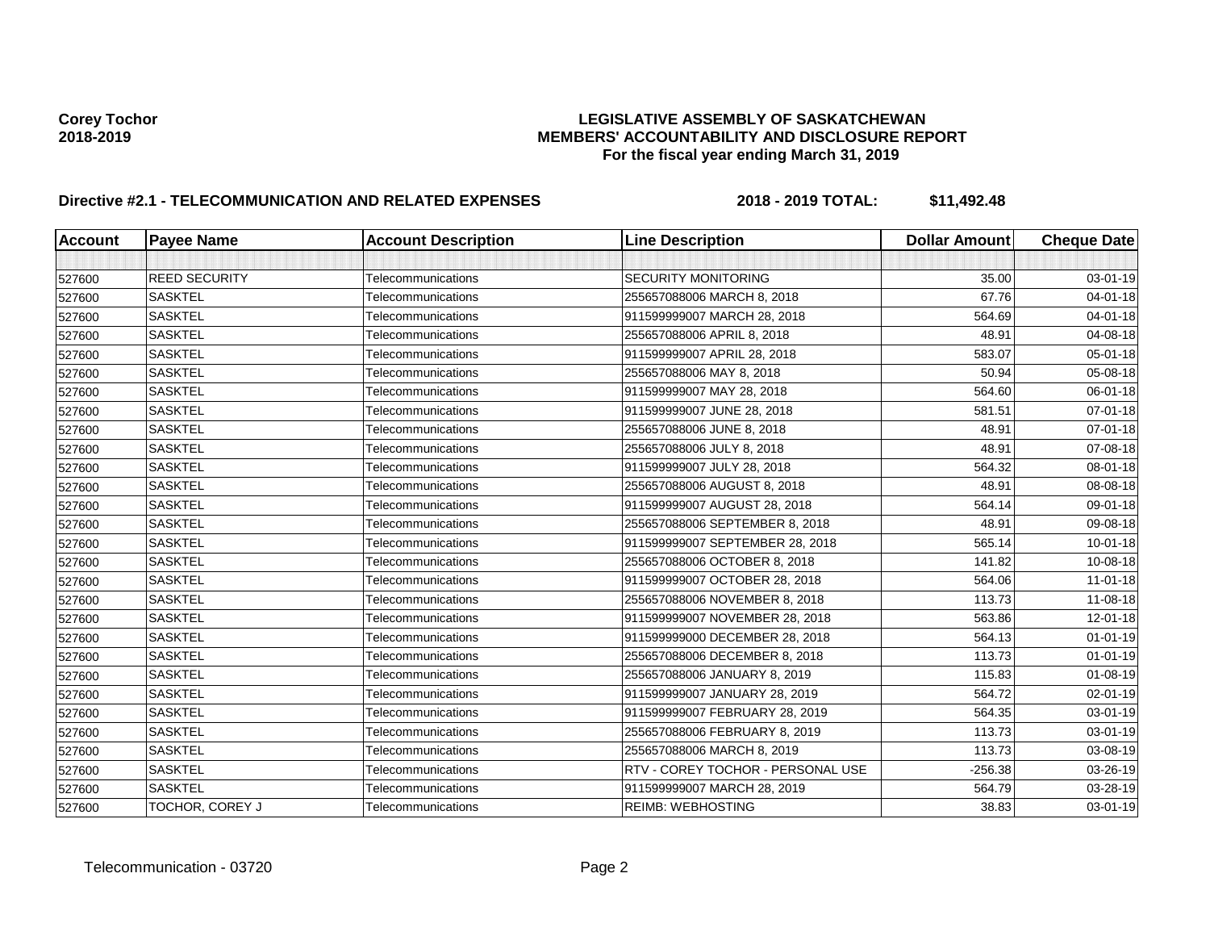**Corey Tochor**
**2018-2019**

# LEGISLATIVE ASSEMBLY OF SASKATCHEWAN
## MEMBERS' ACCOUNTABILITY AND DISCLOSURE REPORT
### For the fiscal year ending March 31, 2019

**Directive #2.1 - TELECOMMUNICATION AND RELATED EXPENSES** **2018 - 2019 TOTAL: $11,492.48**

| Account | Payee Name | Account Description | Line Description | Dollar Amount | Cheque Date |
|---|---|---|---|---|---|
| | | | | | |
| 527600 | REED SECURITY | Telecommunications | SECURITY MONITORING | 35.00 | 03-01-19 |
| 527600 | SASKTEL | Telecommunications | 255657088006 MARCH 8, 2018 | 67.76 | 04-01-18 |
| 527600 | SASKTEL | Telecommunications | 911599999007 MARCH 28, 2018 | 564.69 | 04-01-18 |
| 527600 | SASKTEL | Telecommunications | 255657088006 APRIL 8, 2018 | 48.91 | 04-08-18 |
| 527600 | SASKTEL | Telecommunications | 911599999007 APRIL 28, 2018 | 583.07 | 05-01-18 |
| 527600 | SASKTEL | Telecommunications | 255657088006 MAY 8, 2018 | 50.94 | 05-08-18 |
| 527600 | SASKTEL | Telecommunications | 911599999007 MAY 28, 2018 | 564.60 | 06-01-18 |
| 527600 | SASKTEL | Telecommunications | 911599999007 JUNE 28, 2018 | 581.51 | 07-01-18 |
| 527600 | SASKTEL | Telecommunications | 255657088006 JUNE 8, 2018 | 48.91 | 07-01-18 |
| 527600 | SASKTEL | Telecommunications | 255657088006 JULY 8, 2018 | 48.91 | 07-08-18 |
| 527600 | SASKTEL | Telecommunications | 911599999007 JULY 28, 2018 | 564.32 | 08-01-18 |
| 527600 | SASKTEL | Telecommunications | 255657088006 AUGUST 8, 2018 | 48.91 | 08-08-18 |
| 527600 | SASKTEL | Telecommunications | 911599999007 AUGUST 28, 2018 | 564.14 | 09-01-18 |
| 527600 | SASKTEL | Telecommunications | 255657088006 SEPTEMBER 8, 2018 | 48.91 | 09-08-18 |
| 527600 | SASKTEL | Telecommunications | 911599999007 SEPTEMBER 28, 2018 | 565.14 | 10-01-18 |
| 527600 | SASKTEL | Telecommunications | 255657088006 OCTOBER 8, 2018 | 141.82 | 10-08-18 |
| 527600 | SASKTEL | Telecommunications | 911599999007 OCTOBER 28, 2018 | 564.06 | 11-01-18 |
| 527600 | SASKTEL | Telecommunications | 255657088006 NOVEMBER 8, 2018 | 113.73 | 11-08-18 |
| 527600 | SASKTEL | Telecommunications | 911599999007 NOVEMBER 28, 2018 | 563.86 | 12-01-18 |
| 527600 | SASKTEL | Telecommunications | 911599999000 DECEMBER 28, 2018 | 564.13 | 01-01-19 |
| 527600 | SASKTEL | Telecommunications | 255657088006 DECEMBER 8, 2018 | 113.73 | 01-01-19 |
| 527600 | SASKTEL | Telecommunications | 255657088006 JANUARY 8, 2019 | 115.83 | 01-08-19 |
| 527600 | SASKTEL | Telecommunications | 911599999007 JANUARY 28, 2019 | 564.72 | 02-01-19 |
| 527600 | SASKTEL | Telecommunications | 911599999007 FEBRUARY 28, 2019 | 564.35 | 03-01-19 |
| 527600 | SASKTEL | Telecommunications | 255657088006 FEBRUARY 8, 2019 | 113.73 | 03-01-19 |
| 527600 | SASKTEL | Telecommunications | 255657088006 MARCH 8, 2019 | 113.73 | 03-08-19 |
| 527600 | SASKTEL | Telecommunications | RTV - COREY TOCHOR - PERSONAL USE | -256.38 | 03-26-19 |
| 527600 | SASKTEL | Telecommunications | 911599999007 MARCH 28, 2019 | 564.79 | 03-28-19 |
| 527600 | TOCHOR, COREY J | Telecommunications | REIMB: WEBHOSTING | 38.83 | 03-01-19 |

Telecommunication - 03720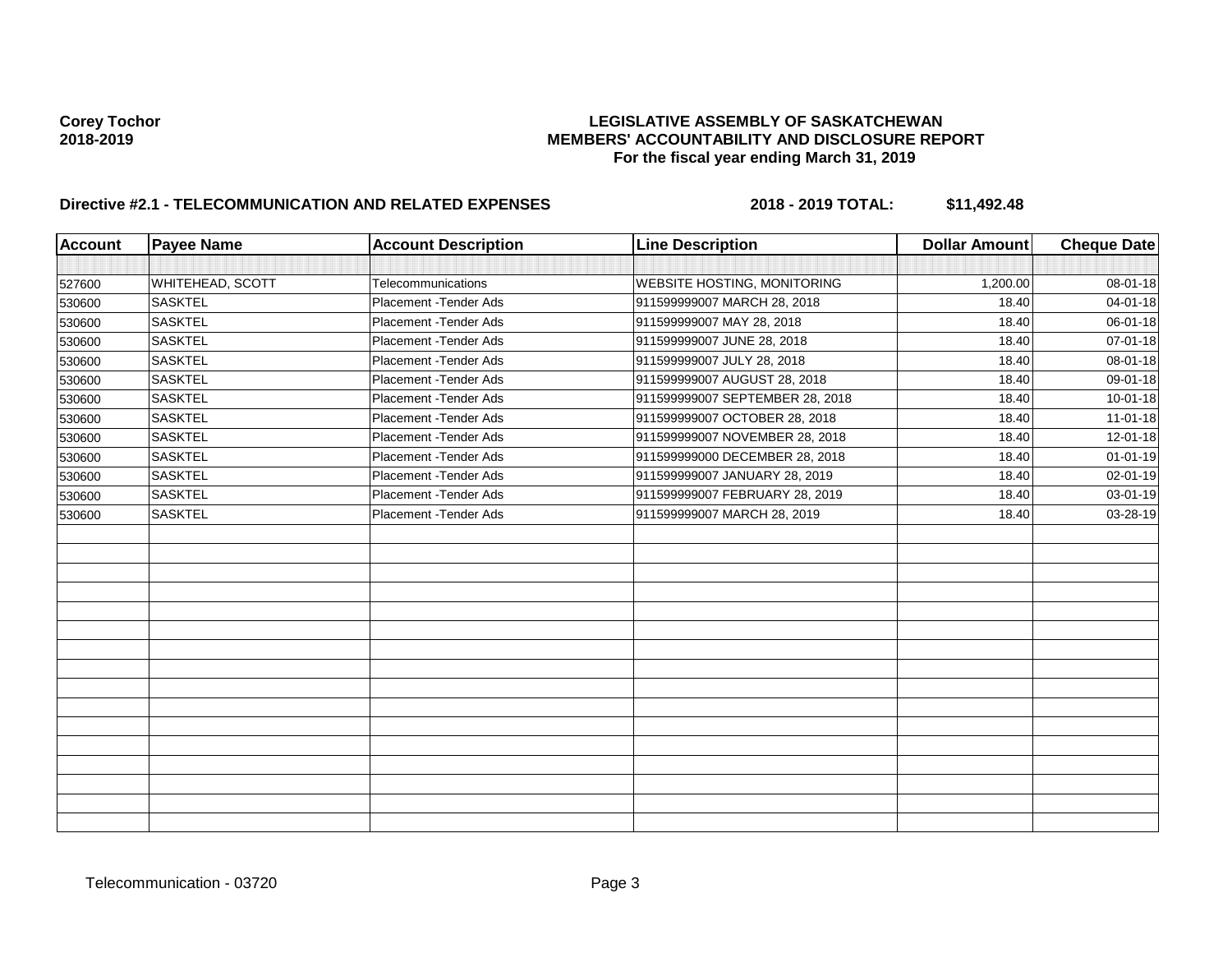**Corey Tochor**
**2018-2019**

**LEGISLATIVE ASSEMBLY OF SASKATCHEWAN**
**MEMBERS' ACCOUNTABILITY AND DISCLOSURE REPORT**
**For the fiscal year ending March 31, 2019**

**Directive #2.1 - TELECOMMUNICATION AND RELATED EXPENSES** **2018 - 2019 TOTAL: $11,492.48**

| Account | Payee Name | Account Description | Line Description | Dollar Amount | Cheque Date |
|---|---|---|---|---|---|
| | | | | | |
| 527600 | WHITEHEAD, SCOTT | Telecommunications | WEBSITE HOSTING, MONITORING | 1,200.00 | 08-01-18 |
| 530600 | SASKTEL | Placement -Tender Ads | 911599999007 MARCH 28, 2018 | 18.40 | 04-01-18 |
| 530600 | SASKTEL | Placement -Tender Ads | 911599999007 MAY 28, 2018 | 18.40 | 06-01-18 |
| 530600 | SASKTEL | Placement -Tender Ads | 911599999007 JUNE 28, 2018 | 18.40 | 07-01-18 |
| 530600 | SASKTEL | Placement -Tender Ads | 911599999007 JULY 28, 2018 | 18.40 | 08-01-18 |
| 530600 | SASKTEL | Placement -Tender Ads | 911599999007 AUGUST 28, 2018 | 18.40 | 09-01-18 |
| 530600 | SASKTEL | Placement -Tender Ads | 911599999007 SEPTEMBER 28, 2018 | 18.40 | 10-01-18 |
| 530600 | SASKTEL | Placement -Tender Ads | 911599999007 OCTOBER 28, 2018 | 18.40 | 11-01-18 |
| 530600 | SASKTEL | Placement -Tender Ads | 911599999007 NOVEMBER 28, 2018 | 18.40 | 12-01-18 |
| 530600 | SASKTEL | Placement -Tender Ads | 911599999000 DECEMBER 28, 2018 | 18.40 | 01-01-19 |
| 530600 | SASKTEL | Placement -Tender Ads | 911599999007 JANUARY 28, 2019 | 18.40 | 02-01-19 |
| 530600 | SASKTEL | Placement -Tender Ads | 911599999007 FEBRUARY 28, 2019 | 18.40 | 03-01-19 |
| 530600 | SASKTEL | Placement -Tender Ads | 911599999007 MARCH 28, 2019 | 18.40 | 03-28-19 |
| | | | | | |
| | | | | | |
| | | | | | |
| | | | | | |
| | | | | | |
| | | | | | |
| | | | | | |
| | | | | | |
| | | | | | |
| | | | | | |
| | | | | | |
| | | | | | |
| | | | | | |
| | | | | | |
| | | | | | |
| | | | | | |

Telecommunication - 03720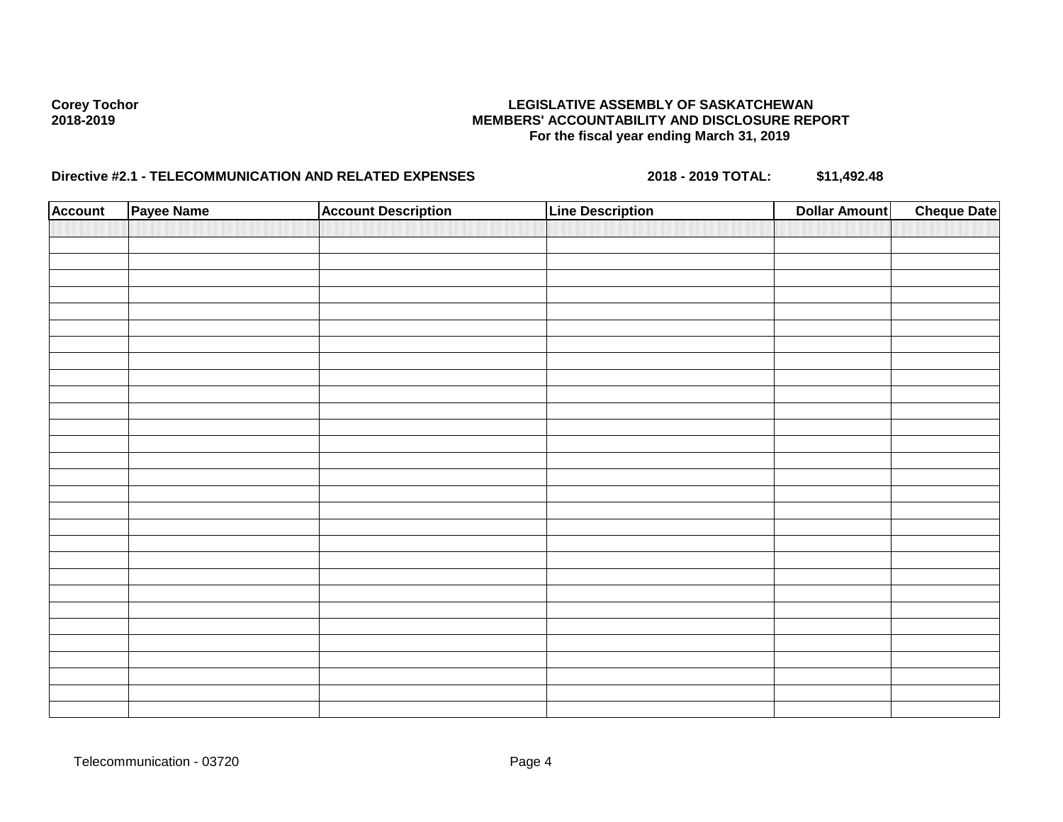**Corey Tochor**
**2018-2019**

**LEGISLATIVE ASSEMBLY OF SASKATCHEWAN**
**MEMBERS' ACCOUNTABILITY AND DISCLOSURE REPORT**
**For the fiscal year ending March 31, 2019**

**Directive #2.1 - TELECOMMUNICATION AND RELATED EXPENSES** **2018 - 2019 TOTAL:** **$11,492.48**

| Account | Payee Name | Account Description | Line Description | Dollar Amount | Cheque Date |
|---|---|---|---|---|---|
| | | | | | |

Telecommunication - 03720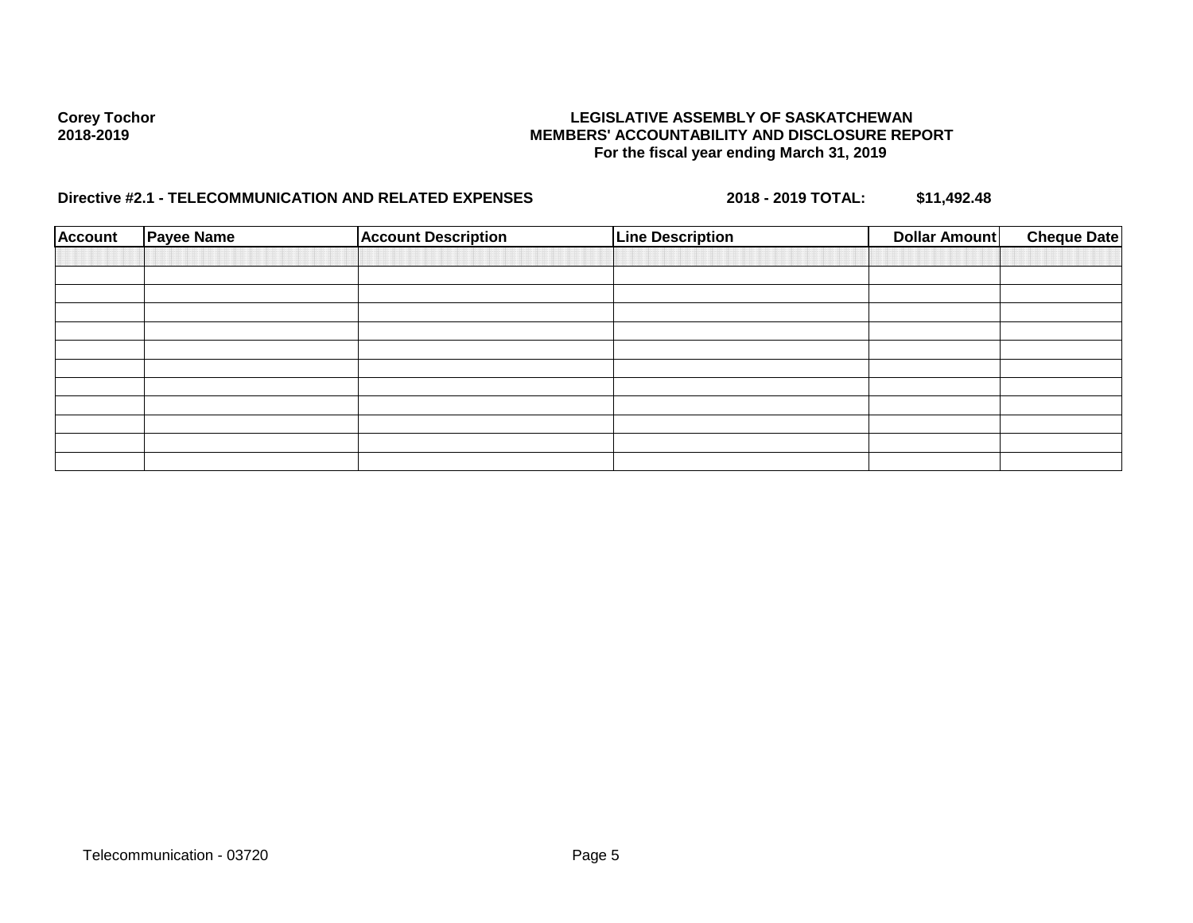**Corey Tochor**
**2018-2019**

**LEGISLATIVE ASSEMBLY OF SASKATCHEWAN**
**MEMBERS' ACCOUNTABILITY AND DISCLOSURE REPORT**
**For the fiscal year ending March 31, 2019**

**Directive #2.1 - TELECOMMUNICATION AND RELATED EXPENSES** **2018 - 2019 TOTAL: $11,492.48**

| Account | Payee Name | Account Description | Line Description | Dollar Amount | Cheque Date |
|---|---|---|---|---|---|
| | | | | | |
| | | | | | |
| | | | | | |
| | | | | | |
| | | | | | |
| | | | | | |
| | | | | | |
| | | | | | |
| | | | | | |
| | | | | | |
| | | | | | |

Telecommunication - 03720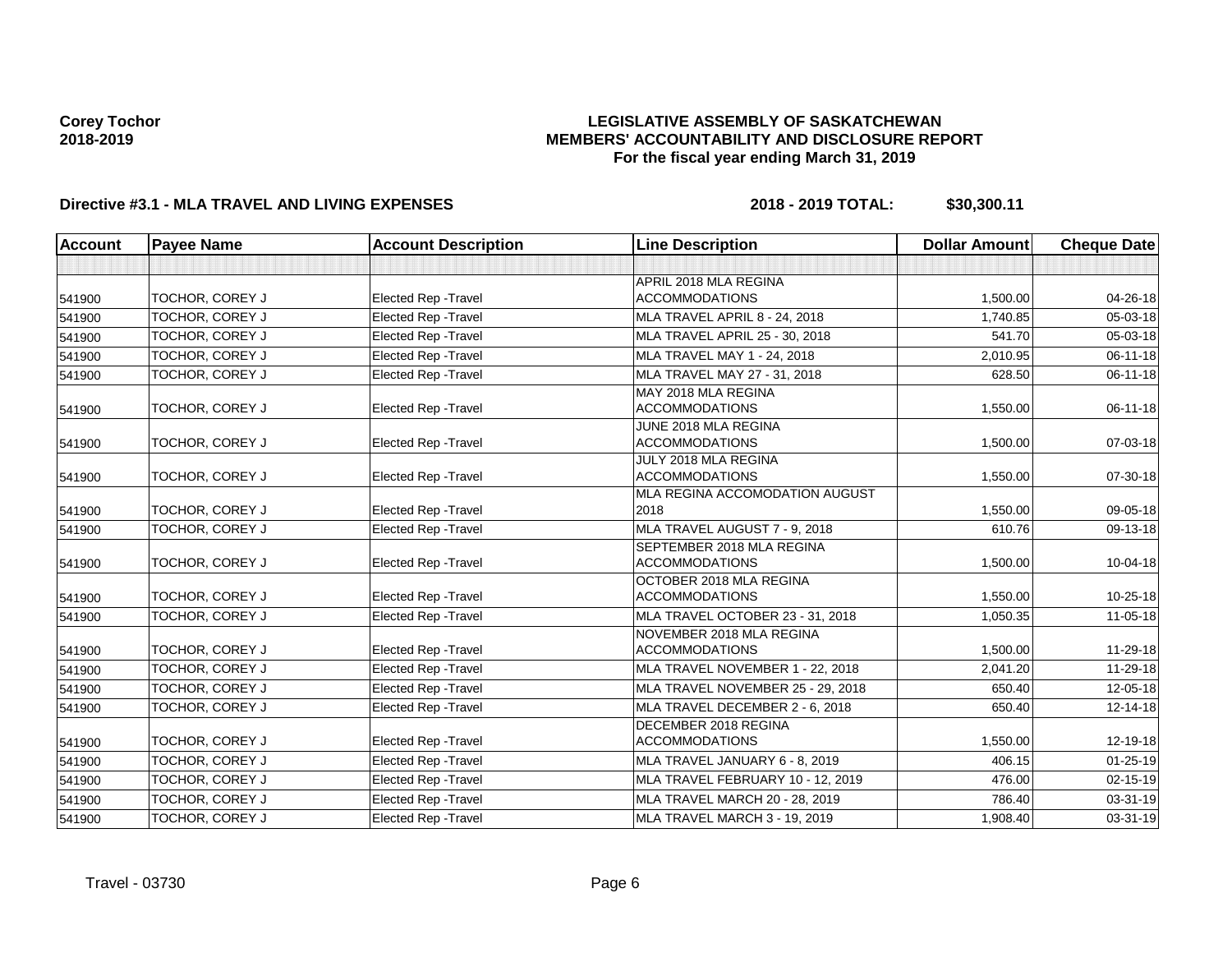**Corey Tochor**
**2018-2019**

# LEGISLATIVE ASSEMBLY OF SASKATCHEWAN
## MEMBERS' ACCOUNTABILITY AND DISCLOSURE REPORT
### For the fiscal year ending March 31, 2019

**Directive #3.1 - MLA TRAVEL AND LIVING EXPENSES** **2018 - 2019 TOTAL: $30,300.11**

| Account | Payee Name | Account Description | Line Description | Dollar Amount | Cheque Date |
|---|---|---|---|---|---|
| | | | | | |
| 541900 | TOCHOR, COREY J | Elected Rep -Travel | APRIL 2018 MLA REGINA ACCOMMODATIONS | 1,500.00 | 04-26-18 |
| 541900 | TOCHOR, COREY J | Elected Rep -Travel | MLA TRAVEL APRIL 8 - 24, 2018 | 1,740.85 | 05-03-18 |
| 541900 | TOCHOR, COREY J | Elected Rep -Travel | MLA TRAVEL APRIL 25 - 30, 2018 | 541.70 | 05-03-18 |
| 541900 | TOCHOR, COREY J | Elected Rep -Travel | MLA TRAVEL MAY 1 - 24, 2018 | 2,010.95 | 06-11-18 |
| 541900 | TOCHOR, COREY J | Elected Rep -Travel | MLA TRAVEL MAY 27 - 31, 2018 | 628.50 | 06-11-18 |
| 541900 | TOCHOR, COREY J | Elected Rep -Travel | MAY 2018 MLA REGINA ACCOMMODATIONS | 1,550.00 | 06-11-18 |
| 541900 | TOCHOR, COREY J | Elected Rep -Travel | JUNE 2018 MLA REGINA ACCOMMODATIONS | 1,500.00 | 07-03-18 |
| 541900 | TOCHOR, COREY J | Elected Rep -Travel | JULY 2018 MLA REGINA ACCOMMODATIONS | 1,550.00 | 07-30-18 |
| 541900 | TOCHOR, COREY J | Elected Rep -Travel | MLA REGINA ACCOMODATION AUGUST 2018 | 1,550.00 | 09-05-18 |
| 541900 | TOCHOR, COREY J | Elected Rep -Travel | MLA TRAVEL AUGUST 7 - 9, 2018 | 610.76 | 09-13-18 |
| 541900 | TOCHOR, COREY J | Elected Rep -Travel | SEPTEMBER 2018 MLA REGINA ACCOMMODATIONS | 1,500.00 | 10-04-18 |
| 541900 | TOCHOR, COREY J | Elected Rep -Travel | OCTOBER 2018 MLA REGINA ACCOMMODATIONS | 1,550.00 | 10-25-18 |
| 541900 | TOCHOR, COREY J | Elected Rep -Travel | MLA TRAVEL OCTOBER 23 - 31, 2018 | 1,050.35 | 11-05-18 |
| 541900 | TOCHOR, COREY J | Elected Rep -Travel | NOVEMBER 2018 MLA REGINA ACCOMMODATIONS | 1,500.00 | 11-29-18 |
| 541900 | TOCHOR, COREY J | Elected Rep -Travel | MLA TRAVEL NOVEMBER 1 - 22, 2018 | 2,041.20 | 11-29-18 |
| 541900 | TOCHOR, COREY J | Elected Rep -Travel | MLA TRAVEL NOVEMBER 25 - 29, 2018 | 650.40 | 12-05-18 |
| 541900 | TOCHOR, COREY J | Elected Rep -Travel | MLA TRAVEL DECEMBER 2 - 6, 2018 | 650.40 | 12-14-18 |
| 541900 | TOCHOR, COREY J | Elected Rep -Travel | DECEMBER 2018 REGINA ACCOMMODATIONS | 1,550.00 | 12-19-18 |
| 541900 | TOCHOR, COREY J | Elected Rep -Travel | MLA TRAVEL JANUARY 6 - 8, 2019 | 406.15 | 01-25-19 |
| 541900 | TOCHOR, COREY J | Elected Rep -Travel | MLA TRAVEL FEBRUARY 10 - 12, 2019 | 476.00 | 02-15-19 |
| 541900 | TOCHOR, COREY J | Elected Rep -Travel | MLA TRAVEL MARCH 20 - 28, 2019 | 786.40 | 03-31-19 |
| 541900 | TOCHOR, COREY J | Elected Rep -Travel | MLA TRAVEL MARCH 3 - 19, 2019 | 1,908.40 | 03-31-19 |

Travel - 03730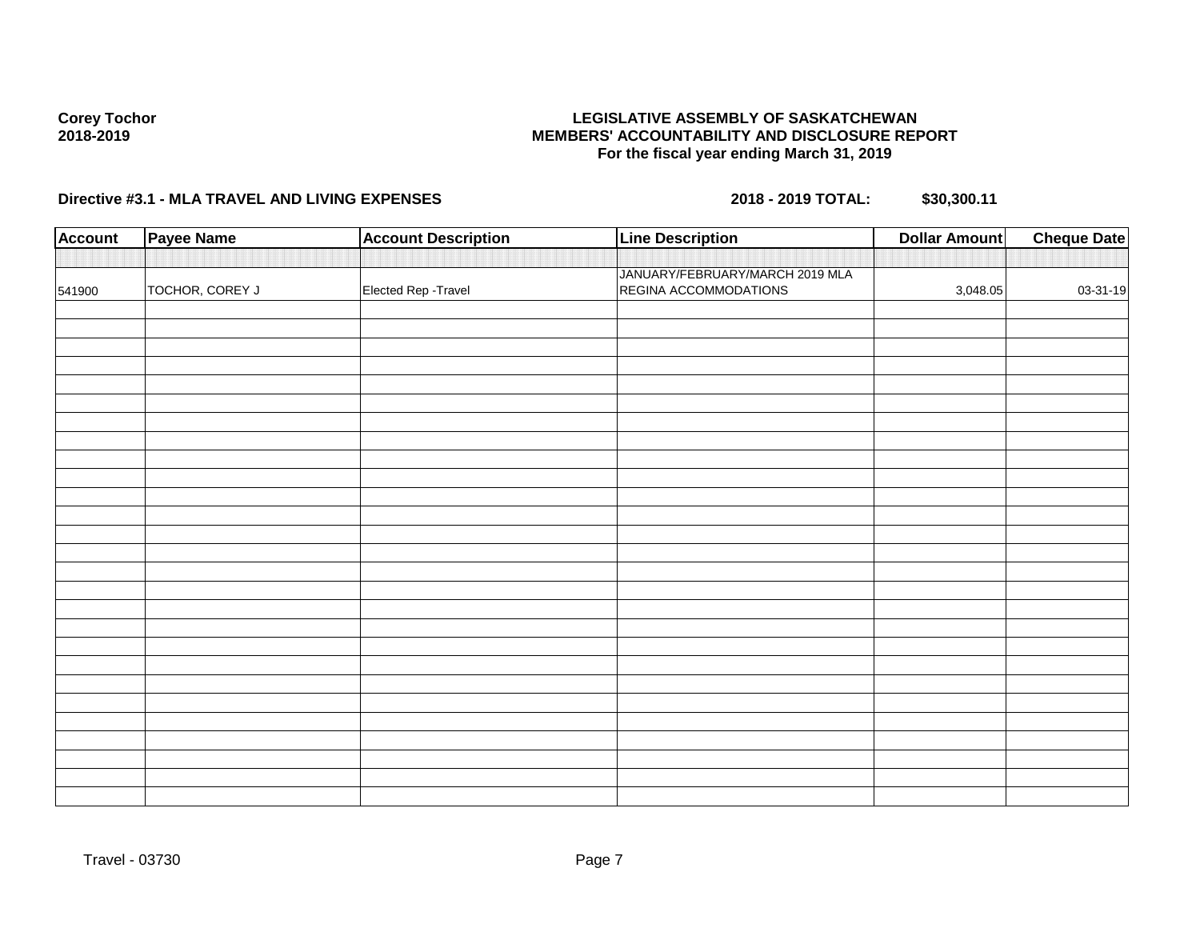**Corey Tochor**
**2018-2019**

**LEGISLATIVE ASSEMBLY OF SASKATCHEWAN**
**MEMBERS' ACCOUNTABILITY AND DISCLOSURE REPORT**
**For the fiscal year ending March 31, 2019**

**Directive #3.1 - MLA TRAVEL AND LIVING EXPENSES** **2018 - 2019 TOTAL: $30,300.11**

| Account | Payee Name | Account Description | Line Description | Dollar Amount | Cheque Date |
|---|---|---|---|---|---|
| 541900 | TOCHOR, COREY J | Elected Rep -Travel | JANUARY/FEBRUARY/MARCH 2019 MLA REGINA ACCOMMODATIONS | 3,048.05 | 03-31-19 |

Travel - 03730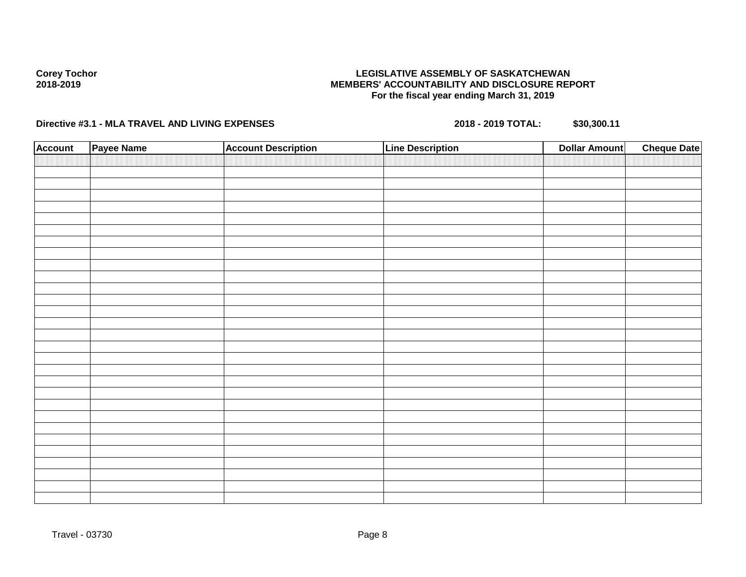**Corey Tochor**
**2018-2019**

**LEGISLATIVE ASSEMBLY OF SASKATCHEWAN**
**MEMBERS' ACCOUNTABILITY AND DISCLOSURE REPORT**
**For the fiscal year ending March 31, 2019**

**Directive #3.1 - MLA TRAVEL AND LIVING EXPENSES** **2018 - 2019 TOTAL: $30,300.11**

| Account | Payee Name | Account Description | Line Description | Dollar Amount | Cheque Date |
|---|---|---|---|---|---|
| | | | | | |

Travel - 03730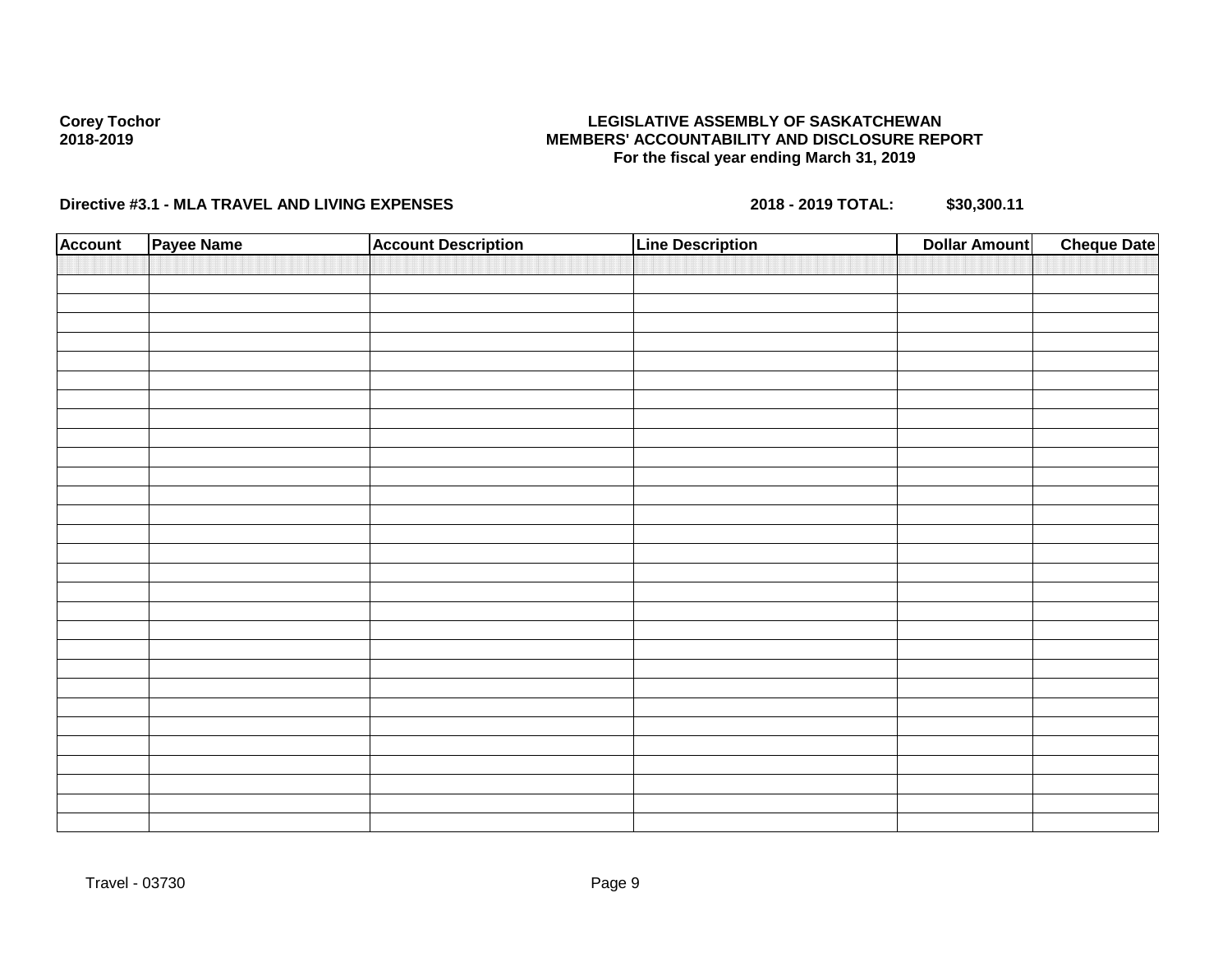**Corey Tochor**
**2018-2019**

**LEGISLATIVE ASSEMBLY OF SASKATCHEWAN**
**MEMBERS' ACCOUNTABILITY AND DISCLOSURE REPORT**
**For the fiscal year ending March 31, 2019**

**Directive #3.1 - MLA TRAVEL AND LIVING EXPENSES** **2018 - 2019 TOTAL: $30,300.11**

| Account | Payee Name | Account Description | Line Description | Dollar Amount | Cheque Date |
|---|---|---|---|---|---|
| | | | | | |

Travel - 03730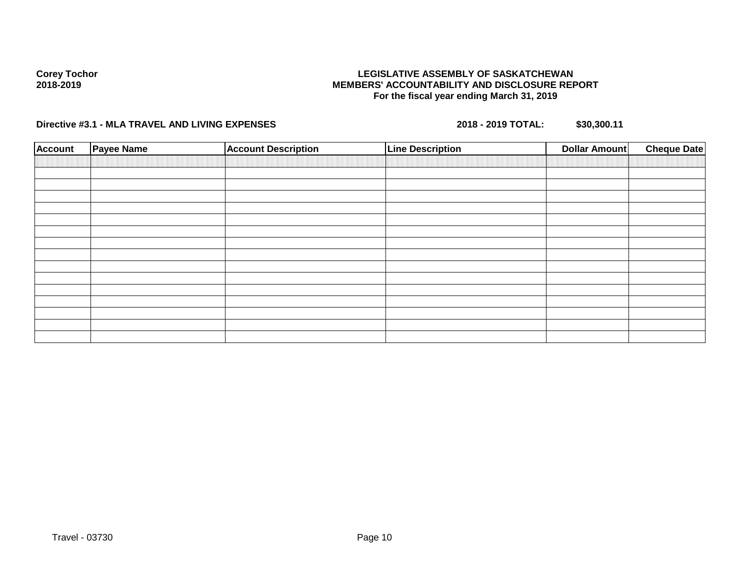**Corey Tochor**
**2018-2019**

**LEGISLATIVE ASSEMBLY OF SASKATCHEWAN**
**MEMBERS' ACCOUNTABILITY AND DISCLOSURE REPORT**
**For the fiscal year ending March 31, 2019**

**Directive #3.1 - MLA TRAVEL AND LIVING EXPENSES** **2018 - 2019 TOTAL: $30,300.11**

| Account | Payee Name | Account Description | Line Description | Dollar Amount | Cheque Date |
|---|---|---|---|---|---|
| | | | | | |
| | | | | | |
| | | | | | |
| | | | | | |
| | | | | | |
| | | | | | |
| | | | | | |
| | | | | | |
| | | | | | |
| | | | | | |
| | | | | | |
| | | | | | |
| | | | | | |
| | | | | | |
| | | | | | |

Travel - 03730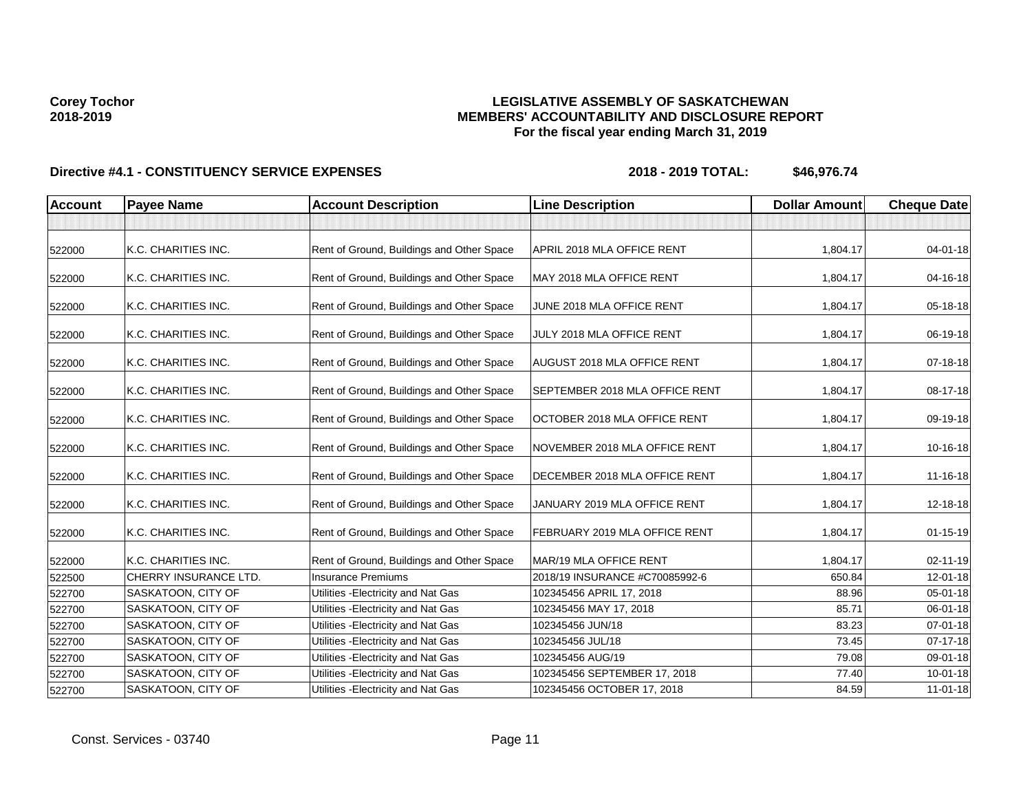**Corey Tochor**
**2018-2019**

# LEGISLATIVE ASSEMBLY OF SASKATCHEWAN
## MEMBERS' ACCOUNTABILITY AND DISCLOSURE REPORT
### For the fiscal year ending March 31, 2019

**Directive #4.1 - CONSTITUENCY SERVICE EXPENSES** **2018 - 2019 TOTAL: $46,976.74**

| Account | Payee Name | Account Description | Line Description | Dollar Amount | Cheque Date |
|---|---|---|---|---|---|
| | | | | | |
| 522000 | K.C. CHARITIES INC. | Rent of Ground, Buildings and Other Space | APRIL 2018 MLA OFFICE RENT | 1,804.17 | 04-01-18 |
| 522000 | K.C. CHARITIES INC. | Rent of Ground, Buildings and Other Space | MAY 2018 MLA OFFICE RENT | 1,804.17 | 04-16-18 |
| 522000 | K.C. CHARITIES INC. | Rent of Ground, Buildings and Other Space | JUNE 2018 MLA OFFICE RENT | 1,804.17 | 05-18-18 |
| 522000 | K.C. CHARITIES INC. | Rent of Ground, Buildings and Other Space | JULY 2018 MLA OFFICE RENT | 1,804.17 | 06-19-18 |
| 522000 | K.C. CHARITIES INC. | Rent of Ground, Buildings and Other Space | AUGUST 2018 MLA OFFICE RENT | 1,804.17 | 07-18-18 |
| 522000 | K.C. CHARITIES INC. | Rent of Ground, Buildings and Other Space | SEPTEMBER 2018 MLA OFFICE RENT | 1,804.17 | 08-17-18 |
| 522000 | K.C. CHARITIES INC. | Rent of Ground, Buildings and Other Space | OCTOBER 2018 MLA OFFICE RENT | 1,804.17 | 09-19-18 |
| 522000 | K.C. CHARITIES INC. | Rent of Ground, Buildings and Other Space | NOVEMBER 2018 MLA OFFICE RENT | 1,804.17 | 10-16-18 |
| 522000 | K.C. CHARITIES INC. | Rent of Ground, Buildings and Other Space | DECEMBER 2018 MLA OFFICE RENT | 1,804.17 | 11-16-18 |
| 522000 | K.C. CHARITIES INC. | Rent of Ground, Buildings and Other Space | JANUARY 2019 MLA OFFICE RENT | 1,804.17 | 12-18-18 |
| 522000 | K.C. CHARITIES INC. | Rent of Ground, Buildings and Other Space | FEBRUARY 2019 MLA OFFICE RENT | 1,804.17 | 01-15-19 |
| 522000 | K.C. CHARITIES INC. | Rent of Ground, Buildings and Other Space | MAR/19 MLA OFFICE RENT | 1,804.17 | 02-11-19 |
| 522500 | CHERRY INSURANCE LTD. | Insurance Premiums | 2018/19 INSURANCE #C70085992-6 | 650.84 | 12-01-18 |
| 522700 | SASKATOON, CITY OF | Utilities -Electricity and Nat Gas | 102345456 APRIL 17, 2018 | 88.96 | 05-01-18 |
| 522700 | SASKATOON, CITY OF | Utilities -Electricity and Nat Gas | 102345456 MAY 17, 2018 | 85.71 | 06-01-18 |
| 522700 | SASKATOON, CITY OF | Utilities -Electricity and Nat Gas | 102345456 JUN/18 | 83.23 | 07-01-18 |
| 522700 | SASKATOON, CITY OF | Utilities -Electricity and Nat Gas | 102345456 JUL/18 | 73.45 | 07-17-18 |
| 522700 | SASKATOON, CITY OF | Utilities -Electricity and Nat Gas | 102345456 AUG/19 | 79.08 | 09-01-18 |
| 522700 | SASKATOON, CITY OF | Utilities -Electricity and Nat Gas | 102345456 SEPTEMBER 17, 2018 | 77.40 | 10-01-18 |
| 522700 | SASKATOON, CITY OF | Utilities -Electricity and Nat Gas | 102345456 OCTOBER 17, 2018 | 84.59 | 11-01-18 |

Const. Services - 03740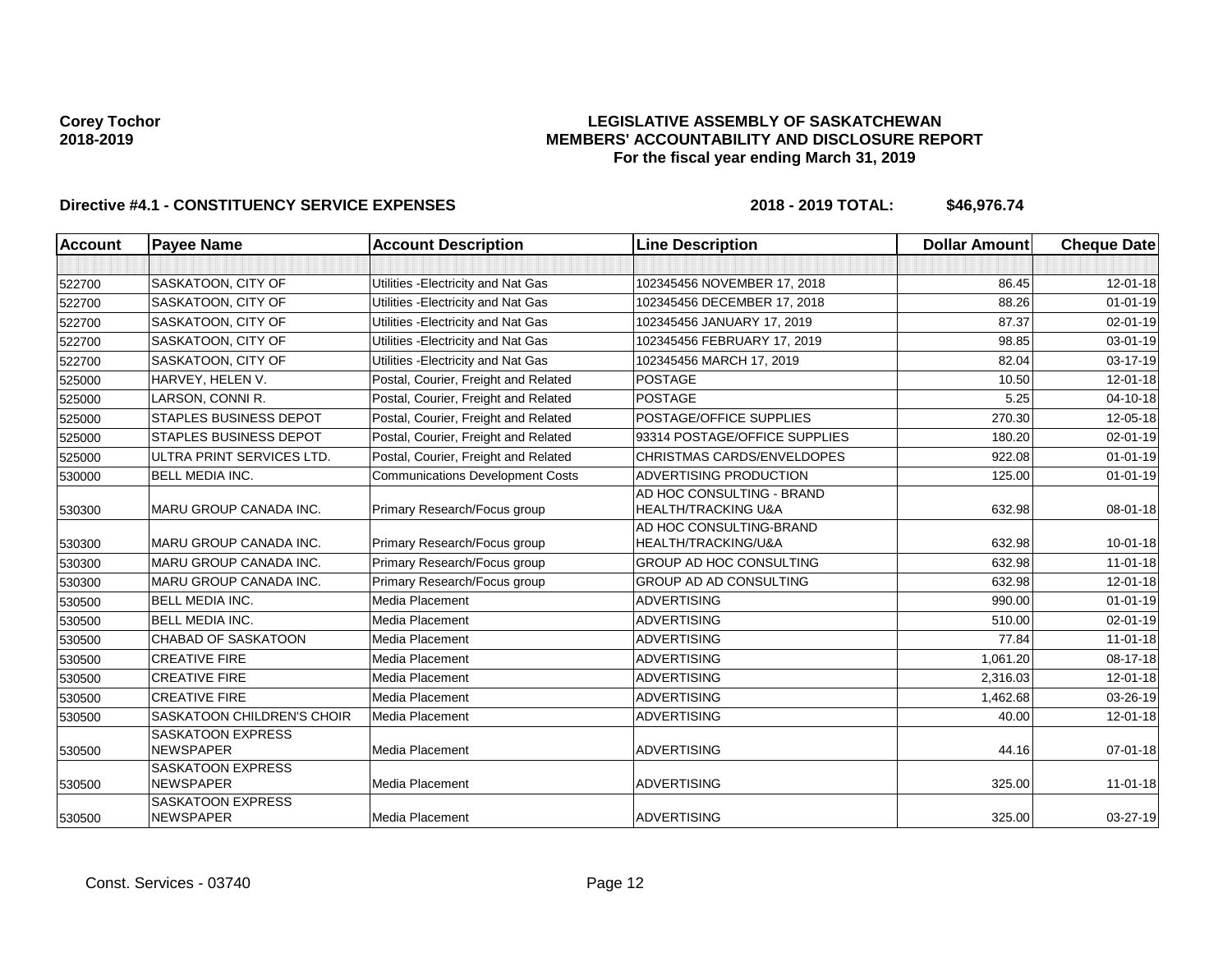**Corey Tochor**
**2018-2019**

# LEGISLATIVE ASSEMBLY OF SASKATCHEWAN
## MEMBERS' ACCOUNTABILITY AND DISCLOSURE REPORT
### For the fiscal year ending March 31, 2019

**Directive #4.1 - CONSTITUENCY SERVICE EXPENSES** **2018 - 2019 TOTAL: $46,976.74**

| Account | Payee Name | Account Description | Line Description | Dollar Amount | Cheque Date |
|---|---|---|---|---|---|
| | | | | | |
| 522700 | SASKATOON, CITY OF | Utilities -Electricity and Nat Gas | 102345456 NOVEMBER 17, 2018 | 86.45 | 12-01-18 |
| 522700 | SASKATOON, CITY OF | Utilities -Electricity and Nat Gas | 102345456 DECEMBER 17, 2018 | 88.26 | 01-01-19 |
| 522700 | SASKATOON, CITY OF | Utilities -Electricity and Nat Gas | 102345456 JANUARY 17, 2019 | 87.37 | 02-01-19 |
| 522700 | SASKATOON, CITY OF | Utilities -Electricity and Nat Gas | 102345456 FEBRUARY 17, 2019 | 98.85 | 03-01-19 |
| 522700 | SASKATOON, CITY OF | Utilities -Electricity and Nat Gas | 102345456 MARCH 17, 2019 | 82.04 | 03-17-19 |
| 525000 | HARVEY, HELEN V. | Postal, Courier, Freight and Related | POSTAGE | 10.50 | 12-01-18 |
| 525000 | LARSON, CONNI R. | Postal, Courier, Freight and Related | POSTAGE | 5.25 | 04-10-18 |
| 525000 | STAPLES BUSINESS DEPOT | Postal, Courier, Freight and Related | POSTAGE/OFFICE SUPPLIES | 270.30 | 12-05-18 |
| 525000 | STAPLES BUSINESS DEPOT | Postal, Courier, Freight and Related | 93314 POSTAGE/OFFICE SUPPLIES | 180.20 | 02-01-19 |
| 525000 | ULTRA PRINT SERVICES LTD. | Postal, Courier, Freight and Related | CHRISTMAS CARDS/ENVELDOPES | 922.08 | 01-01-19 |
| 530000 | BELL MEDIA INC. | Communications Development Costs | ADVERTISING PRODUCTION | 125.00 | 01-01-19 |
| 530300 | MARU GROUP CANADA INC. | Primary Research/Focus group | AD HOC CONSULTING - BRAND HEALTH/TRACKING U&A | 632.98 | 08-01-18 |
| 530300 | MARU GROUP CANADA INC. | Primary Research/Focus group | AD HOC CONSULTING-BRAND HEALTH/TRACKING/U&A | 632.98 | 10-01-18 |
| 530300 | MARU GROUP CANADA INC. | Primary Research/Focus group | GROUP AD HOC CONSULTING | 632.98 | 11-01-18 |
| 530300 | MARU GROUP CANADA INC. | Primary Research/Focus group | GROUP AD AD CONSULTING | 632.98 | 12-01-18 |
| 530500 | BELL MEDIA INC. | Media Placement | ADVERTISING | 990.00 | 01-01-19 |
| 530500 | BELL MEDIA INC. | Media Placement | ADVERTISING | 510.00 | 02-01-19 |
| 530500 | CHABAD OF SASKATOON | Media Placement | ADVERTISING | 77.84 | 11-01-18 |
| 530500 | CREATIVE FIRE | Media Placement | ADVERTISING | 1,061.20 | 08-17-18 |
| 530500 | CREATIVE FIRE | Media Placement | ADVERTISING | 2,316.03 | 12-01-18 |
| 530500 | CREATIVE FIRE | Media Placement | ADVERTISING | 1,462.68 | 03-26-19 |
| 530500 | SASKATOON CHILDREN'S CHOIR | Media Placement | ADVERTISING | 40.00 | 12-01-18 |
| 530500 | SASKATOON EXPRESS NEWSPAPER | Media Placement | ADVERTISING | 44.16 | 07-01-18 |
| 530500 | SASKATOON EXPRESS NEWSPAPER | Media Placement | ADVERTISING | 325.00 | 11-01-18 |
| 530500 | SASKATOON EXPRESS NEWSPAPER | Media Placement | ADVERTISING | 325.00 | 03-27-19 |

Const. Services - 03740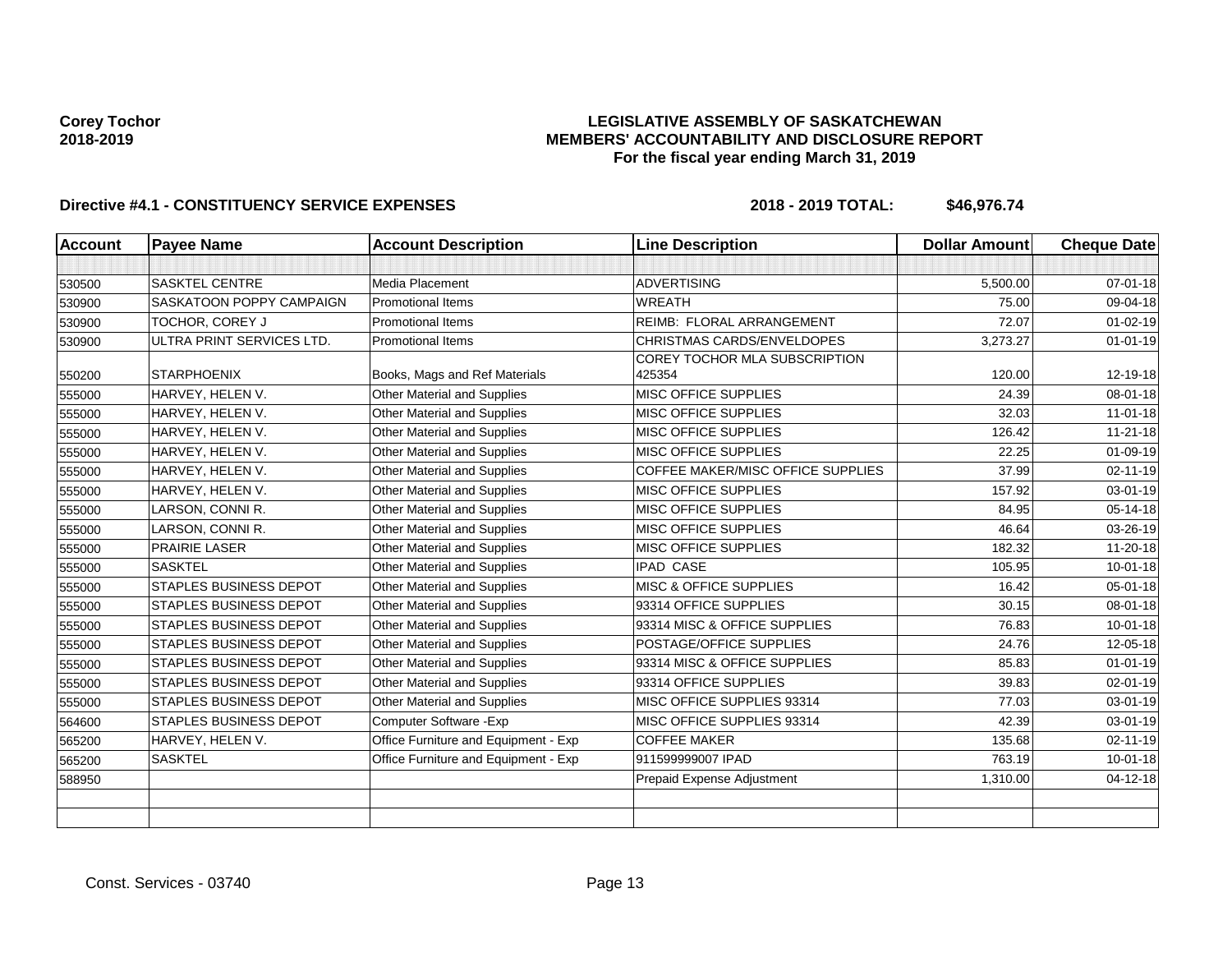**Corey Tochor**
**2018-2019**

**LEGISLATIVE ASSEMBLY OF SASKATCHEWAN**
**MEMBERS' ACCOUNTABILITY AND DISCLOSURE REPORT**
**For the fiscal year ending March 31, 2019**

**Directive #4.1 - CONSTITUENCY SERVICE EXPENSES** **2018 - 2019 TOTAL: $46,976.74**

| Account | Payee Name | Account Description | Line Description | Dollar Amount | Cheque Date |
|---|---|---|---|---|---|
| | | | | | |
| 530500 | SASKTEL CENTRE | Media Placement | ADVERTISING | 5,500.00 | 07-01-18 |
| 530900 | SASKATOON POPPY CAMPAIGN | Promotional Items | WREATH | 75.00 | 09-04-18 |
| 530900 | TOCHOR, COREY J | Promotional Items | REIMB: FLORAL ARRANGEMENT | 72.07 | 01-02-19 |
| 530900 | ULTRA PRINT SERVICES LTD. | Promotional Items | CHRISTMAS CARDS/ENVELDOPES | 3,273.27 | 01-01-19 |
| 550200 | STARPHOENIX | Books, Mags and Ref Materials | COREY TOCHOR MLA SUBSCRIPTION 425354 | 120.00 | 12-19-18 |
| 555000 | HARVEY, HELEN V. | Other Material and Supplies | MISC OFFICE SUPPLIES | 24.39 | 08-01-18 |
| 555000 | HARVEY, HELEN V. | Other Material and Supplies | MISC OFFICE SUPPLIES | 32.03 | 11-01-18 |
| 555000 | HARVEY, HELEN V. | Other Material and Supplies | MISC OFFICE SUPPLIES | 126.42 | 11-21-18 |
| 555000 | HARVEY, HELEN V. | Other Material and Supplies | MISC OFFICE SUPPLIES | 22.25 | 01-09-19 |
| 555000 | HARVEY, HELEN V. | Other Material and Supplies | COFFEE MAKER/MISC OFFICE SUPPLIES | 37.99 | 02-11-19 |
| 555000 | HARVEY, HELEN V. | Other Material and Supplies | MISC OFFICE SUPPLIES | 157.92 | 03-01-19 |
| 555000 | LARSON, CONNI R. | Other Material and Supplies | MISC OFFICE SUPPLIES | 84.95 | 05-14-18 |
| 555000 | LARSON, CONNI R. | Other Material and Supplies | MISC OFFICE SUPPLIES | 46.64 | 03-26-19 |
| 555000 | PRAIRIE LASER | Other Material and Supplies | MISC OFFICE SUPPLIES | 182.32 | 11-20-18 |
| 555000 | SASKTEL | Other Material and Supplies | IPAD CASE | 105.95 | 10-01-18 |
| 555000 | STAPLES BUSINESS DEPOT | Other Material and Supplies | MISC & OFFICE SUPPLIES | 16.42 | 05-01-18 |
| 555000 | STAPLES BUSINESS DEPOT | Other Material and Supplies | 93314 OFFICE SUPPLIES | 30.15 | 08-01-18 |
| 555000 | STAPLES BUSINESS DEPOT | Other Material and Supplies | 93314 MISC & OFFICE SUPPLIES | 76.83 | 10-01-18 |
| 555000 | STAPLES BUSINESS DEPOT | Other Material and Supplies | POSTAGE/OFFICE SUPPLIES | 24.76 | 12-05-18 |
| 555000 | STAPLES BUSINESS DEPOT | Other Material and Supplies | 93314 MISC & OFFICE SUPPLIES | 85.83 | 01-01-19 |
| 555000 | STAPLES BUSINESS DEPOT | Other Material and Supplies | 93314 OFFICE SUPPLIES | 39.83 | 02-01-19 |
| 555000 | STAPLES BUSINESS DEPOT | Other Material and Supplies | MISC OFFICE SUPPLIES 93314 | 77.03 | 03-01-19 |
| 564600 | STAPLES BUSINESS DEPOT | Computer Software -Exp | MISC OFFICE SUPPLIES 93314 | 42.39 | 03-01-19 |
| 565200 | HARVEY, HELEN V. | Office Furniture and Equipment - Exp | COFFEE MAKER | 135.68 | 02-11-19 |
| 565200 | SASKTEL | Office Furniture and Equipment - Exp | 911599999007 IPAD | 763.19 | 10-01-18 |
| 588950 | | | Prepaid Expense Adjustment | 1,310.00 | 04-12-18 |
| | | | | | |
| | | | | | |

Const. Services - 03740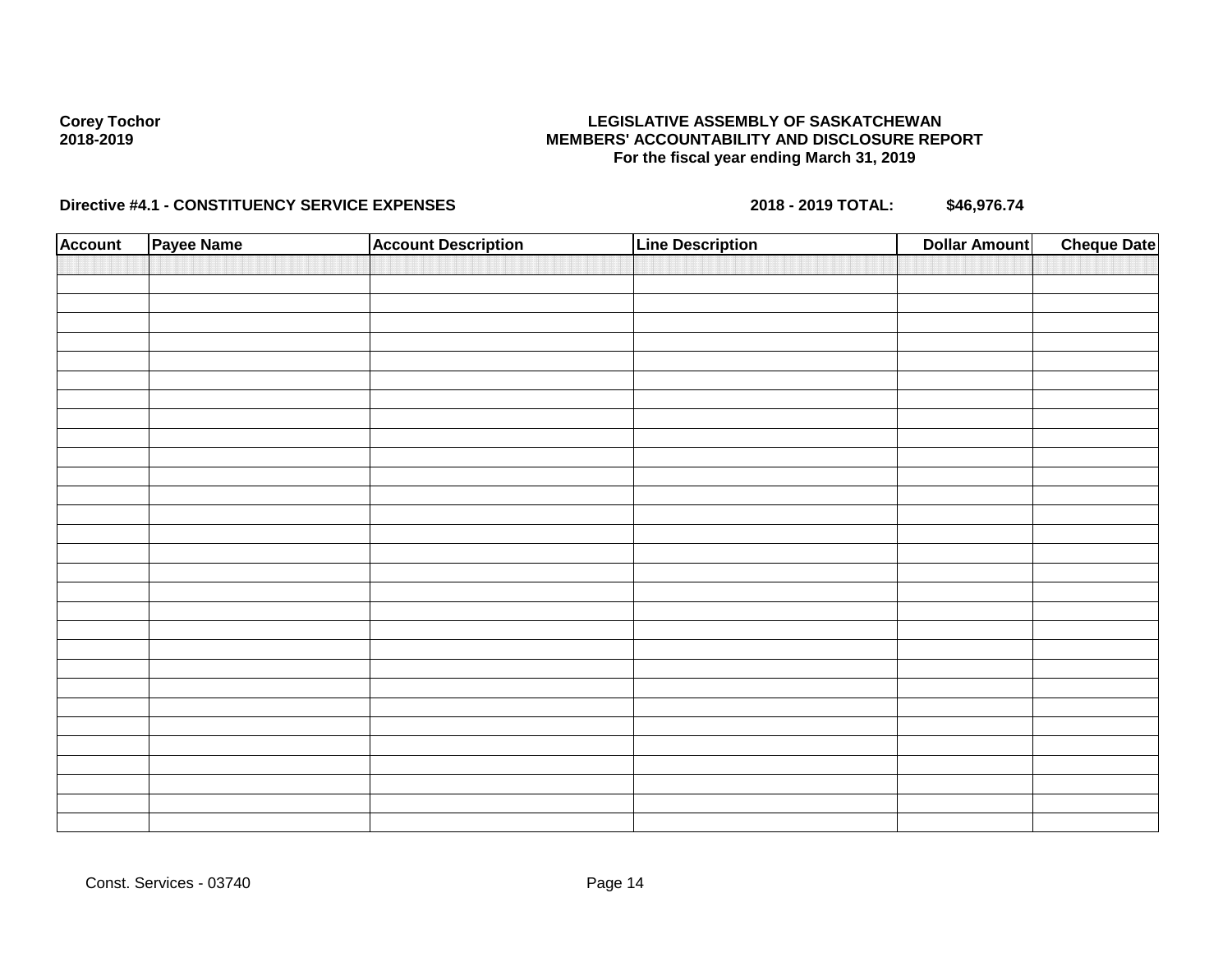**Corey Tochor**
**2018-2019**

**LEGISLATIVE ASSEMBLY OF SASKATCHEWAN**
**MEMBERS' ACCOUNTABILITY AND DISCLOSURE REPORT**
**For the fiscal year ending March 31, 2019**

**Directive #4.1 - CONSTITUENCY SERVICE EXPENSES** **2018 - 2019 TOTAL: $46,976.74**

| Account | Payee Name | Account Description | Line Description | Dollar Amount | Cheque Date |
|---|---|---|---|---|---|
| | | | | | |

Const. Services - 03740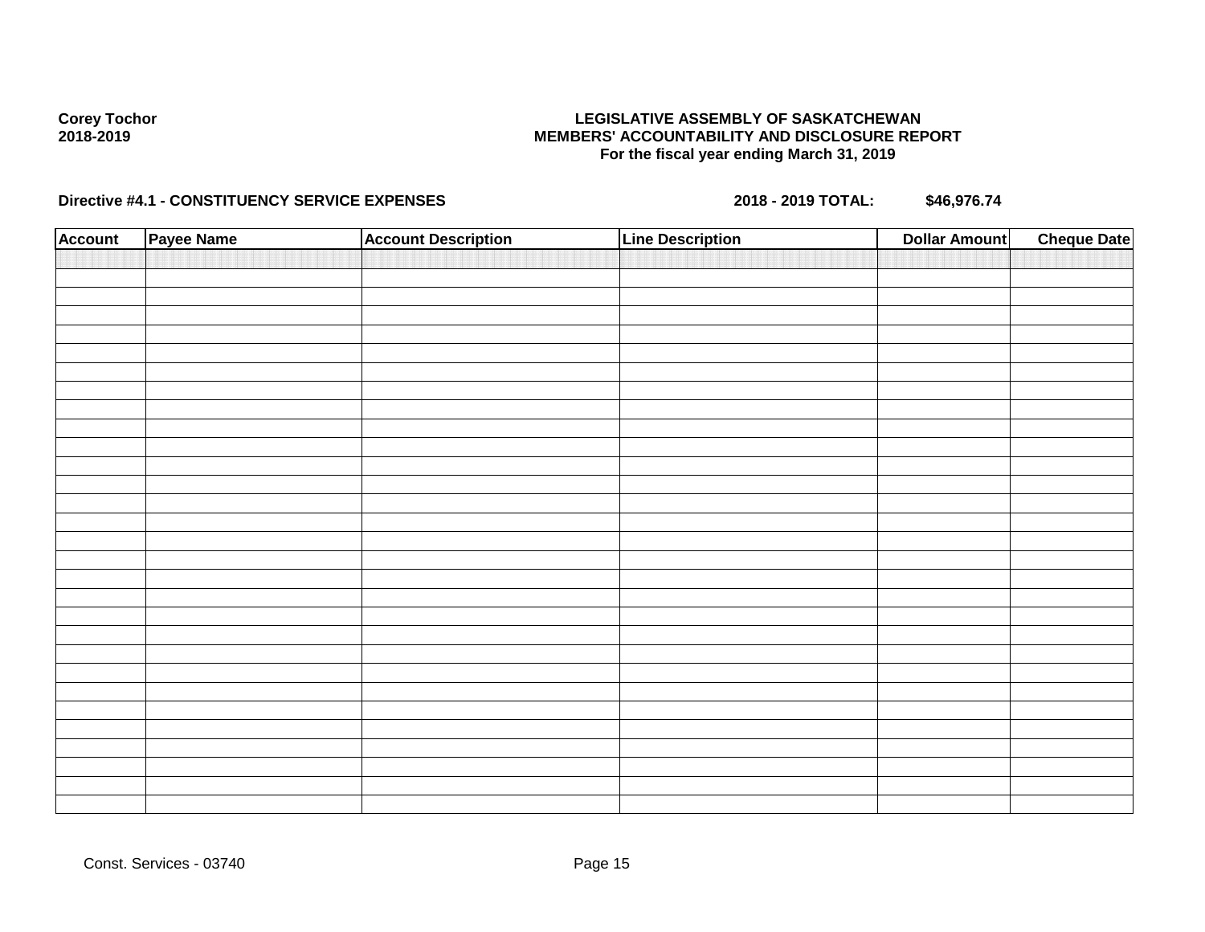**Corey Tochor**
**2018-2019**

**LEGISLATIVE ASSEMBLY OF SASKATCHEWAN**
**MEMBERS' ACCOUNTABILITY AND DISCLOSURE REPORT**
**For the fiscal year ending March 31, 2019**

**Directive #4.1 - CONSTITUENCY SERVICE EXPENSES** **2018 - 2019 TOTAL: $46,976.74**

| Account | Payee Name | Account Description | Line Description | Dollar Amount | Cheque Date |
|---|---|---|---|---|---|
| | | | | | |

Const. Services - 03740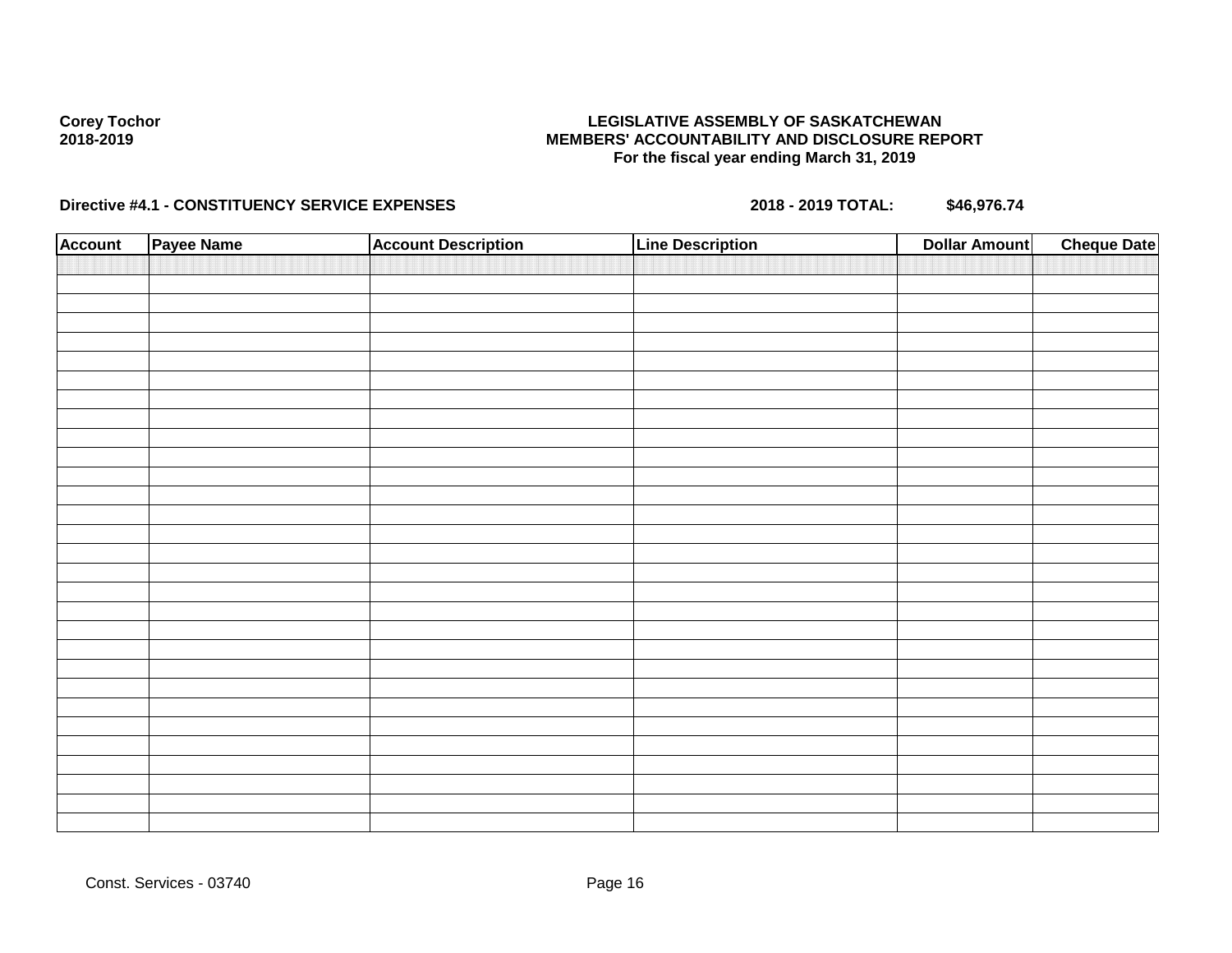**Corey Tochor**
**2018-2019**

**LEGISLATIVE ASSEMBLY OF SASKATCHEWAN**
**MEMBERS' ACCOUNTABILITY AND DISCLOSURE REPORT**
**For the fiscal year ending March 31, 2019**

**Directive #4.1 - CONSTITUENCY SERVICE EXPENSES** **2018 - 2019 TOTAL: $46,976.74**

| Account | Payee Name | Account Description | Line Description | Dollar Amount | Cheque Date |
|---|---|---|---|---|---|
| | | | | | |

Const. Services - 03740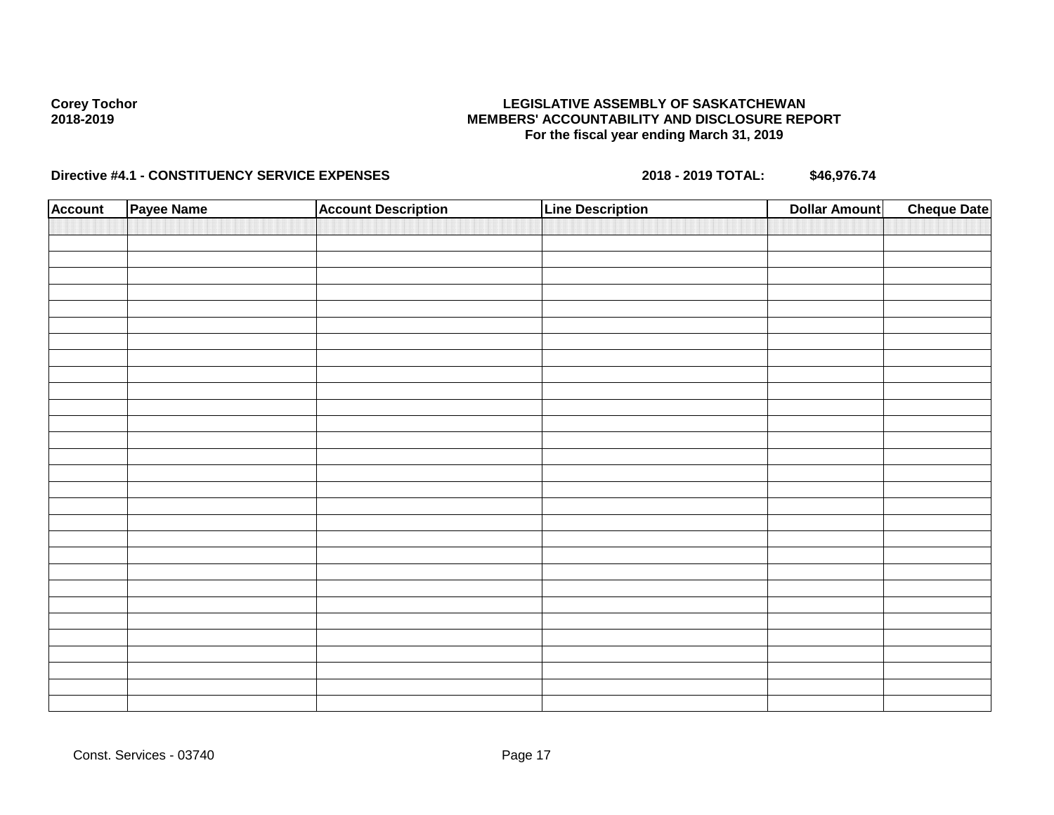**Corey Tochor**
**2018-2019**

**LEGISLATIVE ASSEMBLY OF SASKATCHEWAN**
**MEMBERS' ACCOUNTABILITY AND DISCLOSURE REPORT**
**For the fiscal year ending March 31, 2019**

**Directive #4.1 - CONSTITUENCY SERVICE EXPENSES** **2018 - 2019 TOTAL: $46,976.74**

| Account | Payee Name | Account Description | Line Description | Dollar Amount | Cheque Date |
|---|---|---|---|---|---|
| | | | | | |

Const. Services - 03740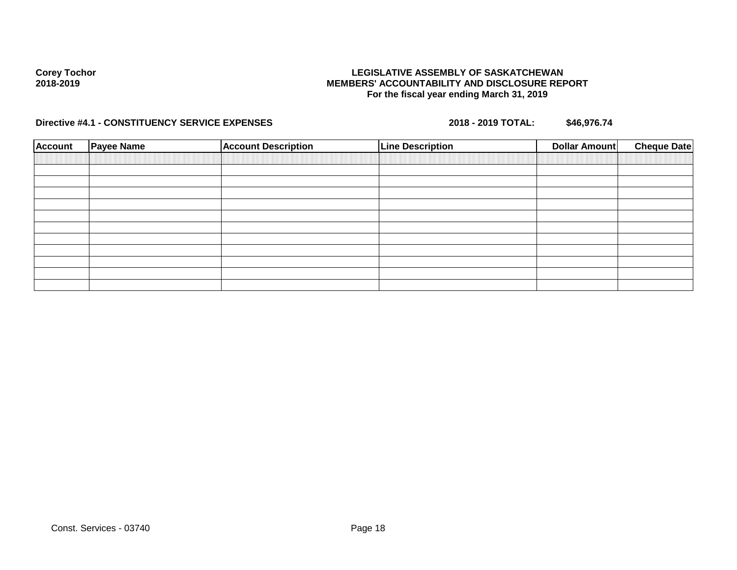**Corey Tochor**
**2018-2019**

**LEGISLATIVE ASSEMBLY OF SASKATCHEWAN**
**MEMBERS' ACCOUNTABILITY AND DISCLOSURE REPORT**
**For the fiscal year ending March 31, 2019**

**Directive #4.1 - CONSTITUENCY SERVICE EXPENSES** **2018 - 2019 TOTAL: $46,976.74**

| Account | Payee Name | Account Description | Line Description | Dollar Amount | Cheque Date |
|---|---|---|---|---|---|
| | | | | | |
| | | | | | |
| | | | | | |
| | | | | | |
| | | | | | |
| | | | | | |
| | | | | | |
| | | | | | |
| | | | | | |
| | | | | | |
| | | | | | |

Const. Services - 03740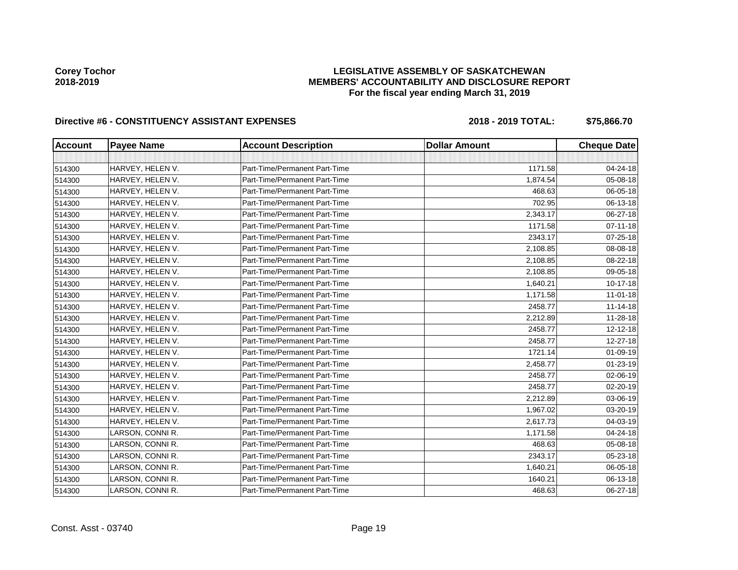Corey Tochor
2018-2019

**LEGISLATIVE ASSEMBLY OF SASKATCHEWAN**
**MEMBERS' ACCOUNTABILITY AND DISCLOSURE REPORT**
**For the fiscal year ending March 31, 2019**

**Directive #6 - CONSTITUENCY ASSISTANT EXPENSES** **2018 - 2019 TOTAL: $75,866.70**

| Account | Payee Name | Account Description | Dollar Amount | Cheque Date |
|---|---|---|---|---|
| | | | | |
| 514300 | HARVEY, HELEN V. | Part-Time/Permanent Part-Time | 1171.58 | 04-24-18 |
| 514300 | HARVEY, HELEN V. | Part-Time/Permanent Part-Time | 1,874.54 | 05-08-18 |
| 514300 | HARVEY, HELEN V. | Part-Time/Permanent Part-Time | 468.63 | 06-05-18 |
| 514300 | HARVEY, HELEN V. | Part-Time/Permanent Part-Time | 702.95 | 06-13-18 |
| 514300 | HARVEY, HELEN V. | Part-Time/Permanent Part-Time | 2,343.17 | 06-27-18 |
| 514300 | HARVEY, HELEN V. | Part-Time/Permanent Part-Time | 1171.58 | 07-11-18 |
| 514300 | HARVEY, HELEN V. | Part-Time/Permanent Part-Time | 2343.17 | 07-25-18 |
| 514300 | HARVEY, HELEN V. | Part-Time/Permanent Part-Time | 2,108.85 | 08-08-18 |
| 514300 | HARVEY, HELEN V. | Part-Time/Permanent Part-Time | 2,108.85 | 08-22-18 |
| 514300 | HARVEY, HELEN V. | Part-Time/Permanent Part-Time | 2,108.85 | 09-05-18 |
| 514300 | HARVEY, HELEN V. | Part-Time/Permanent Part-Time | 1,640.21 | 10-17-18 |
| 514300 | HARVEY, HELEN V. | Part-Time/Permanent Part-Time | 1,171.58 | 11-01-18 |
| 514300 | HARVEY, HELEN V. | Part-Time/Permanent Part-Time | 2458.77 | 11-14-18 |
| 514300 | HARVEY, HELEN V. | Part-Time/Permanent Part-Time | 2,212.89 | 11-28-18 |
| 514300 | HARVEY, HELEN V. | Part-Time/Permanent Part-Time | 2458.77 | 12-12-18 |
| 514300 | HARVEY, HELEN V. | Part-Time/Permanent Part-Time | 2458.77 | 12-27-18 |
| 514300 | HARVEY, HELEN V. | Part-Time/Permanent Part-Time | 1721.14 | 01-09-19 |
| 514300 | HARVEY, HELEN V. | Part-Time/Permanent Part-Time | 2,458.77 | 01-23-19 |
| 514300 | HARVEY, HELEN V. | Part-Time/Permanent Part-Time | 2458.77 | 02-06-19 |
| 514300 | HARVEY, HELEN V. | Part-Time/Permanent Part-Time | 2458.77 | 02-20-19 |
| 514300 | HARVEY, HELEN V. | Part-Time/Permanent Part-Time | 2,212.89 | 03-06-19 |
| 514300 | HARVEY, HELEN V. | Part-Time/Permanent Part-Time | 1,967.02 | 03-20-19 |
| 514300 | HARVEY, HELEN V. | Part-Time/Permanent Part-Time | 2,617.73 | 04-03-19 |
| 514300 | LARSON, CONNI R. | Part-Time/Permanent Part-Time | 1,171.58 | 04-24-18 |
| 514300 | LARSON, CONNI R. | Part-Time/Permanent Part-Time | 468.63 | 05-08-18 |
| 514300 | LARSON, CONNI R. | Part-Time/Permanent Part-Time | 2343.17 | 05-23-18 |
| 514300 | LARSON, CONNI R. | Part-Time/Permanent Part-Time | 1,640.21 | 06-05-18 |
| 514300 | LARSON, CONNI R. | Part-Time/Permanent Part-Time | 1640.21 | 06-13-18 |
| 514300 | LARSON, CONNI R. | Part-Time/Permanent Part-Time | 468.63 | 06-27-18 |

Const. Asst - 03740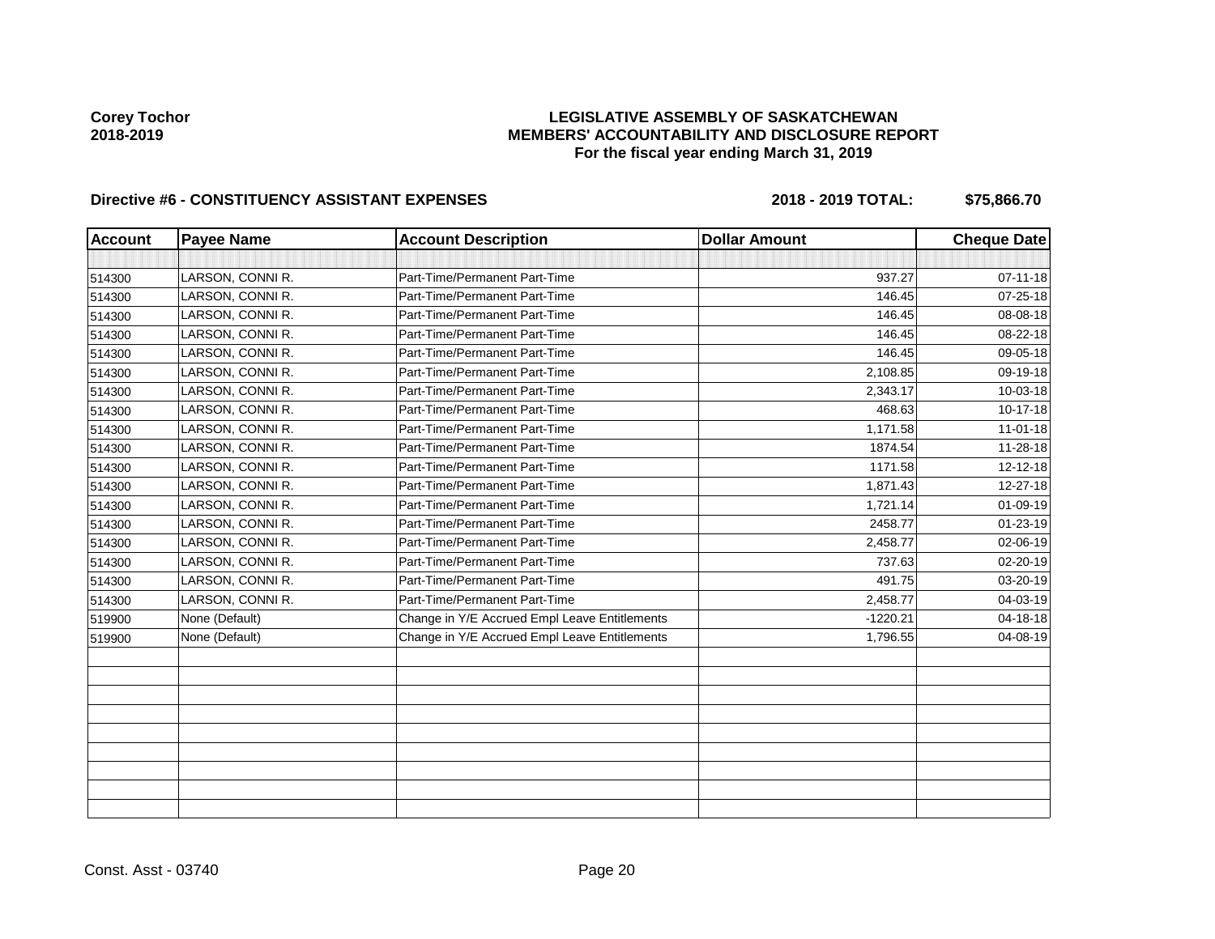**Corey Tochor**
**2018-2019**

**LEGISLATIVE ASSEMBLY OF SASKATCHEWAN**
**MEMBERS' ACCOUNTABILITY AND DISCLOSURE REPORT**
**For the fiscal year ending March 31, 2019**

**Directive #6 - CONSTITUENCY ASSISTANT EXPENSES** **2018 - 2019 TOTAL: $75,866.70**

| Account | Payee Name | Account Description | Dollar Amount | Cheque Date |
|---|---|---|---|---|
| | | | | |
| 514300 | LARSON, CONNI R. | Part-Time/Permanent Part-Time | 937.27 | 07-11-18 |
| 514300 | LARSON, CONNI R. | Part-Time/Permanent Part-Time | 146.45 | 07-25-18 |
| 514300 | LARSON, CONNI R. | Part-Time/Permanent Part-Time | 146.45 | 08-08-18 |
| 514300 | LARSON, CONNI R. | Part-Time/Permanent Part-Time | 146.45 | 08-22-18 |
| 514300 | LARSON, CONNI R. | Part-Time/Permanent Part-Time | 146.45 | 09-05-18 |
| 514300 | LARSON, CONNI R. | Part-Time/Permanent Part-Time | 2,108.85 | 09-19-18 |
| 514300 | LARSON, CONNI R. | Part-Time/Permanent Part-Time | 2,343.17 | 10-03-18 |
| 514300 | LARSON, CONNI R. | Part-Time/Permanent Part-Time | 468.63 | 10-17-18 |
| 514300 | LARSON, CONNI R. | Part-Time/Permanent Part-Time | 1,171.58 | 11-01-18 |
| 514300 | LARSON, CONNI R. | Part-Time/Permanent Part-Time | 1874.54 | 11-28-18 |
| 514300 | LARSON, CONNI R. | Part-Time/Permanent Part-Time | 1171.58 | 12-12-18 |
| 514300 | LARSON, CONNI R. | Part-Time/Permanent Part-Time | 1,871.43 | 12-27-18 |
| 514300 | LARSON, CONNI R. | Part-Time/Permanent Part-Time | 1,721.14 | 01-09-19 |
| 514300 | LARSON, CONNI R. | Part-Time/Permanent Part-Time | 2458.77 | 01-23-19 |
| 514300 | LARSON, CONNI R. | Part-Time/Permanent Part-Time | 2,458.77 | 02-06-19 |
| 514300 | LARSON, CONNI R. | Part-Time/Permanent Part-Time | 737.63 | 02-20-19 |
| 514300 | LARSON, CONNI R. | Part-Time/Permanent Part-Time | 491.75 | 03-20-19 |
| 514300 | LARSON, CONNI R. | Part-Time/Permanent Part-Time | 2,458.77 | 04-03-19 |
| 519900 | None (Default) | Change in Y/E Accrued Empl Leave Entitlements | -1220.21 | 04-18-18 |
| 519900 | None (Default) | Change in Y/E Accrued Empl Leave Entitlements | 1,796.55 | 04-08-19 |
| | | | | |
| | | | | |
| | | | | |
| | | | | |
| | | | | |
| | | | | |
| | | | | |
| | | | | |
| | | | | |

Const. Asst - 03740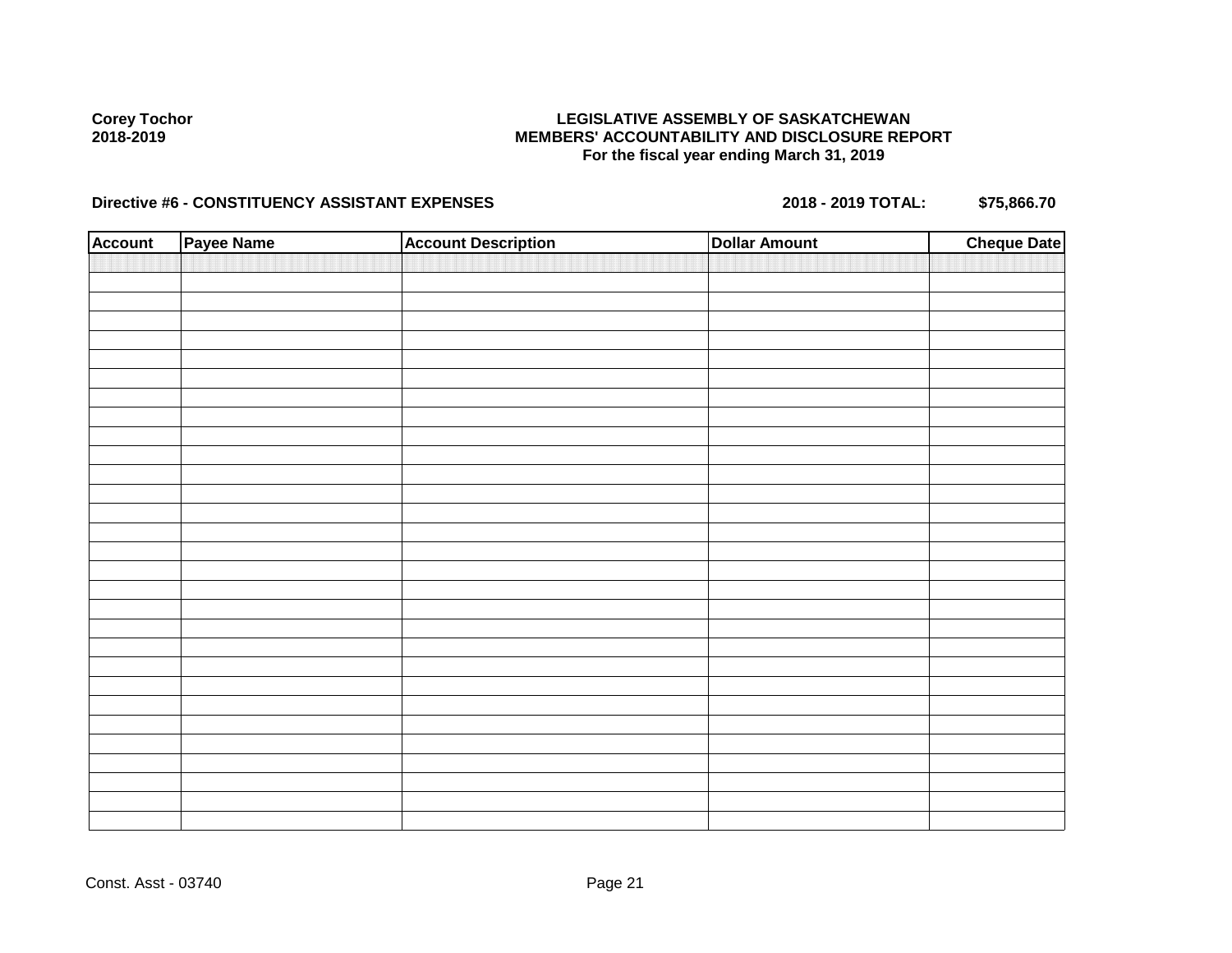Corey Tochor
2018-2019

**LEGISLATIVE ASSEMBLY OF SASKATCHEWAN**
**MEMBERS' ACCOUNTABILITY AND DISCLOSURE REPORT**
**For the fiscal year ending March 31, 2019**

**Directive #6 - CONSTITUENCY ASSISTANT EXPENSES** **2018 - 2019 TOTAL: $75,866.70**

| Account | Payee Name | Account Description | Dollar Amount | Cheque Date |
|---|---|---|---|---|
| | | | | |

Const. Asst - 03740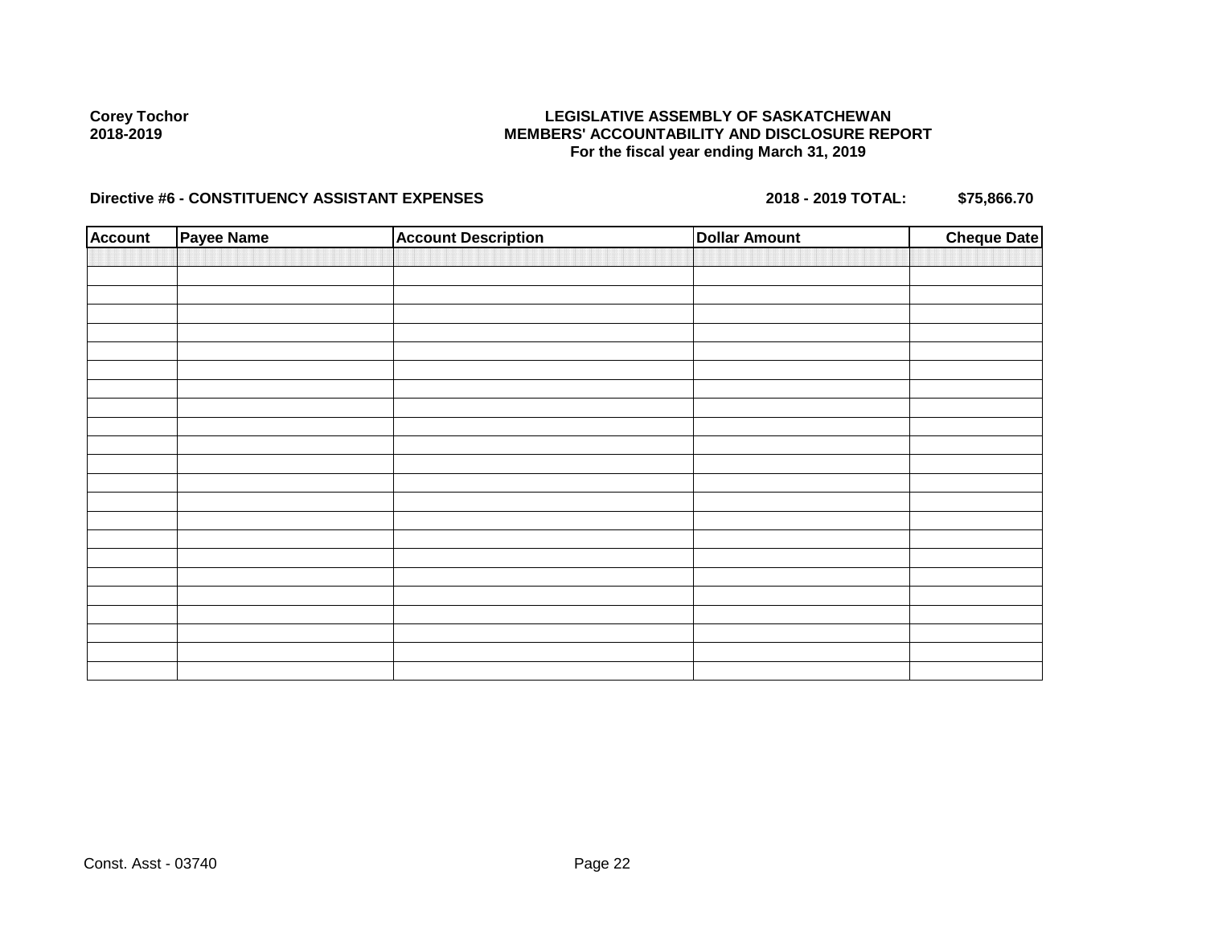**Corey Tochor**
**2018-2019**

**LEGISLATIVE ASSEMBLY OF SASKATCHEWAN**
**MEMBERS' ACCOUNTABILITY AND DISCLOSURE REPORT**
**For the fiscal year ending March 31, 2019**

**Directive #6 - CONSTITUENCY ASSISTANT EXPENSES** **2018 - 2019 TOTAL:** **$75,866.70**

| Account | Payee Name | Account Description | Dollar Amount | Cheque Date |
|---|---|---|---|---|
| | | | | |
| | | | | |
| | | | | |
| | | | | |
| | | | | |
| | | | | |
| | | | | |
| | | | | |
| | | | | |
| | | | | |
| | | | | |
| | | | | |
| | | | | |
| | | | | |
| | | | | |
| | | | | |
| | | | | |
| | | | | |
| | | | | |
| | | | | |
| | | | | |
| | | | | |
| | | | | |

Const. Asst - 03740